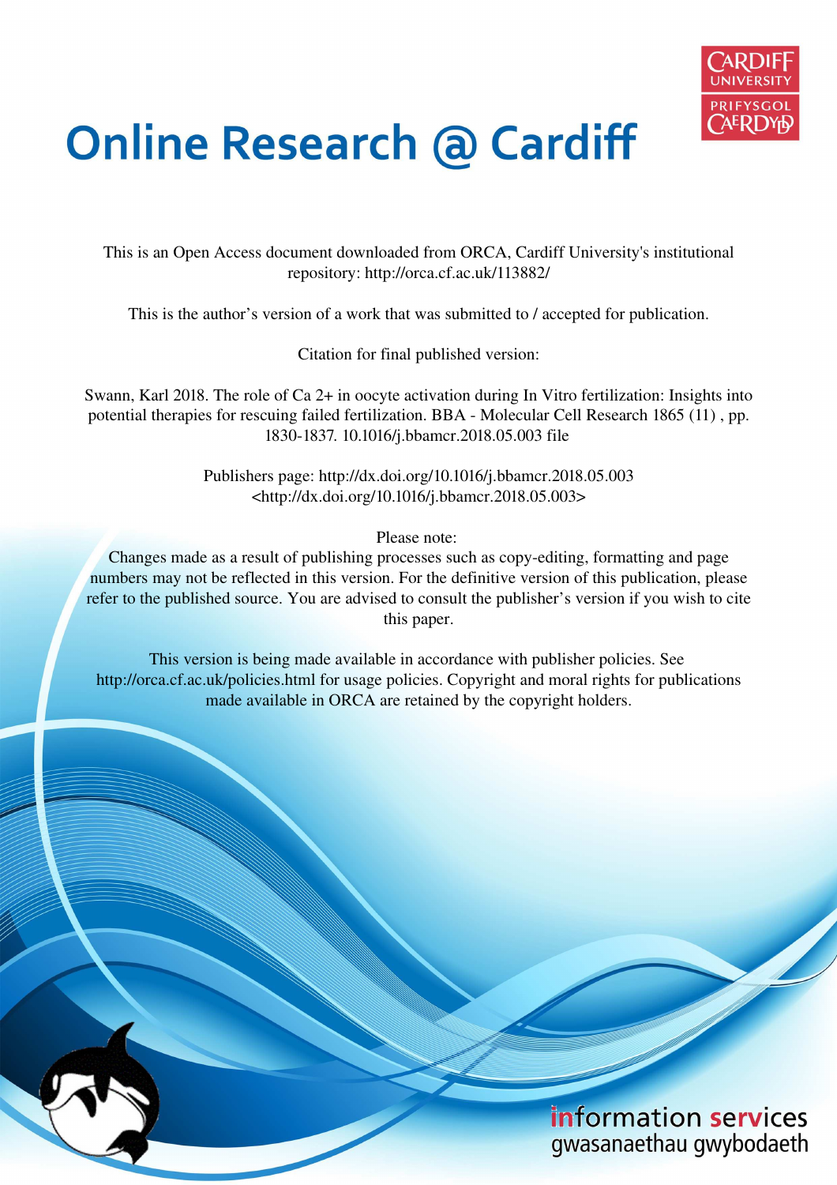# Online Research @ Cardiff

This is an Open Access document downloaded from ORCA, Cardiff University's institutional repository: http://orca.cf.ac.uk/113882/

This is the author's version of a work that was submitted to / accepted for publication.

Citation for final published version:

Swann, Karl 2018. The role of Ca 2+ in oocyte activation during In Vitro fertilization: Insights into potential therapies for rescuing failed fertilization. BBA - Molecular Cell Research 1865 (11) , pp. 1830-1837. 10.1016/j.bbamcr.2018.05.003 file

Publishers page: http://dx.doi.org/10.1016/j.bbamcr.2018.05.003 <http://dx.doi.org/10.1016/j.bbamcr.2018.05.003>

Please note:
Changes made as a result of publishing processes such as copy-editing, formatting and page numbers may not be reflected in this version. For the definitive version of this publication, please refer to the published source. You are advised to consult the publisher's version if you wish to cite this paper.

This version is being made available in accordance with publisher policies. See http://orca.cf.ac.uk/policies.html for usage policies. Copyright and moral rights for publications made available in ORCA are retained by the copyright holders.

information services
gwasanaethau gwybodaeth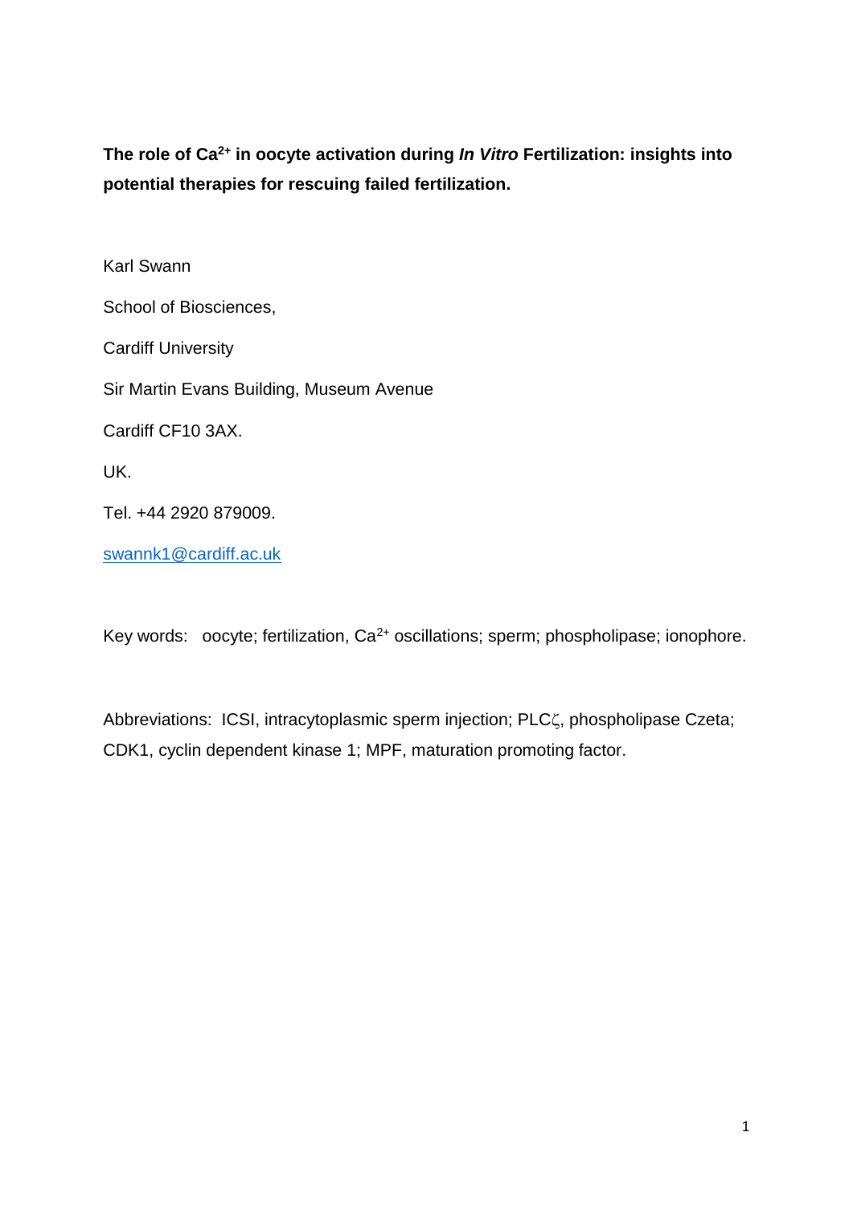**The role of $Ca^{2+}$ in oocyte activation during *In Vitro* Fertilization: insights into potential therapies for rescuing failed fertilization.**

Karl Swann

School of Biosciences,

Cardiff University

Sir Martin Evans Building, Museum Avenue

Cardiff CF10 3AX.

UK.

Tel. +44 2920 879009.

swannk1@cardiff.ac.uk

Key words: oocyte; fertilization, $Ca^{2+}$ oscillations; sperm; phospholipase; ionophore.

Abbreviations: ICSI, intracytoplasmic sperm injection; PLCζ, phospholipase Czeta; CDK1, cyclin dependent kinase 1; MPF, maturation promoting factor.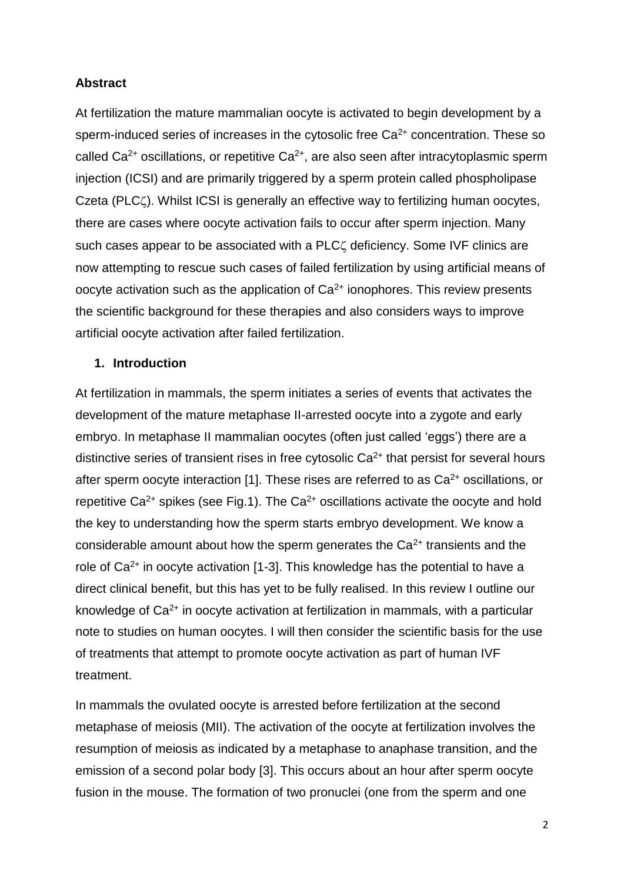## Abstract

At fertilization the mature mammalian oocyte is activated to begin development by a sperm-induced series of increases in the cytosolic free $Ca^{2+}$ concentration. These so called $Ca^{2+}$ oscillations, or repetitive $Ca^{2+}$, are also seen after intracytoplasmic sperm injection (ICSI) and are primarily triggered by a sperm protein called phospholipase Czeta (PLCζ). Whilst ICSI is generally an effective way to fertilizing human oocytes, there are cases where oocyte activation fails to occur after sperm injection. Many such cases appear to be associated with a PLCζ deficiency. Some IVF clinics are now attempting to rescue such cases of failed fertilization by using artificial means of oocyte activation such as the application of $Ca^{2+}$ ionophores. This review presents the scientific background for these therapies and also considers ways to improve artificial oocyte activation after failed fertilization.

## 1. Introduction

At fertilization in mammals, the sperm initiates a series of events that activates the development of the mature metaphase II-arrested oocyte into a zygote and early embryo. In metaphase II mammalian oocytes (often just called 'eggs') there are a distinctive series of transient rises in free cytosolic $Ca^{2+}$ that persist for several hours after sperm oocyte interaction [1]. These rises are referred to as $Ca^{2+}$ oscillations, or repetitive $Ca^{2+}$ spikes (see Fig.1). The $Ca^{2+}$ oscillations activate the oocyte and hold the key to understanding how the sperm starts embryo development. We know a considerable amount about how the sperm generates the $Ca^{2+}$ transients and the role of $Ca^{2+}$ in oocyte activation [1-3]. This knowledge has the potential to have a direct clinical benefit, but this has yet to be fully realised. In this review I outline our knowledge of $Ca^{2+}$ in oocyte activation at fertilization in mammals, with a particular note to studies on human oocytes. I will then consider the scientific basis for the use of treatments that attempt to promote oocyte activation as part of human IVF treatment.

In mammals the ovulated oocyte is arrested before fertilization at the second metaphase of meiosis (MII). The activation of the oocyte at fertilization involves the resumption of meiosis as indicated by a metaphase to anaphase transition, and the emission of a second polar body [3]. This occurs about an hour after sperm oocyte fusion in the mouse. The formation of two pronuclei (one from the sperm and one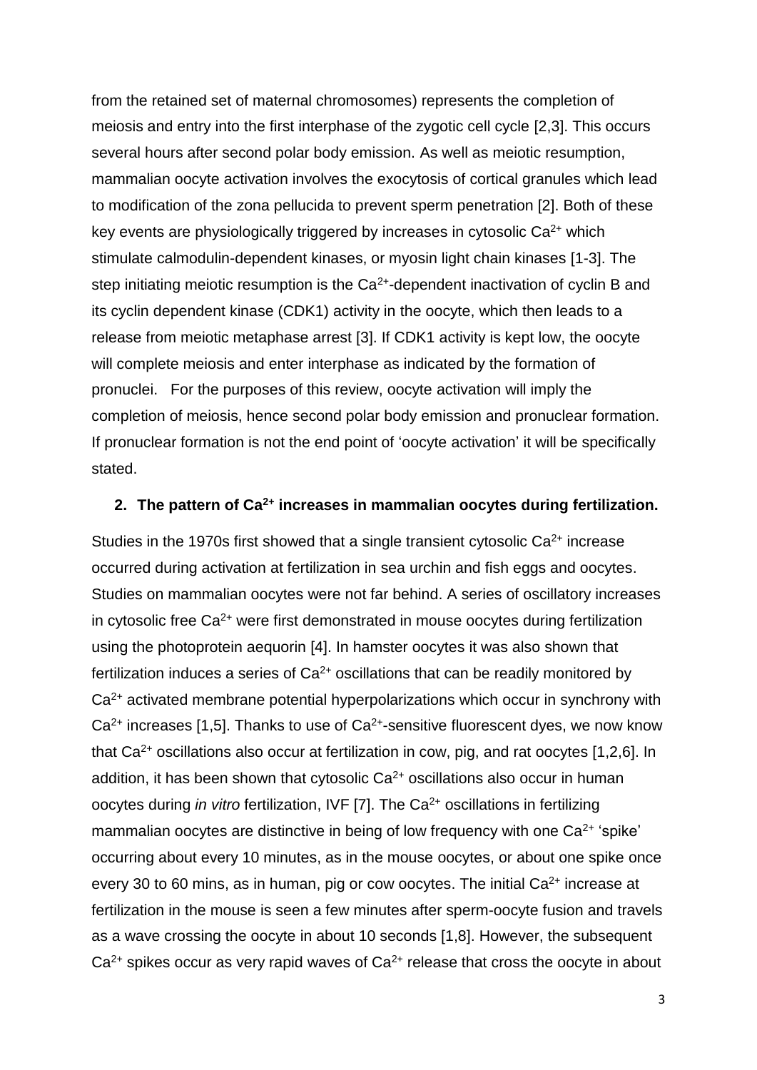from the retained set of maternal chromosomes) represents the completion of meiosis and entry into the first interphase of the zygotic cell cycle [2,3]. This occurs several hours after second polar body emission. As well as meiotic resumption, mammalian oocyte activation involves the exocytosis of cortical granules which lead to modification of the zona pellucida to prevent sperm penetration [2]. Both of these key events are physiologically triggered by increases in cytosolic $Ca^{2+}$ which stimulate calmodulin-dependent kinases, or myosin light chain kinases [1-3]. The step initiating meiotic resumption is the $Ca^{2+}$-dependent inactivation of cyclin B and its cyclin dependent kinase (CDK1) activity in the oocyte, which then leads to a release from meiotic metaphase arrest [3]. If CDK1 activity is kept low, the oocyte will complete meiosis and enter interphase as indicated by the formation of pronuclei. For the purposes of this review, oocyte activation will imply the completion of meiosis, hence second polar body emission and pronuclear formation. If pronuclear formation is not the end point of 'oocyte activation' it will be specifically stated.

## 2. The pattern of $Ca^{2+}$ increases in mammalian oocytes during fertilization.

Studies in the 1970s first showed that a single transient cytosolic $Ca^{2+}$ increase occurred during activation at fertilization in sea urchin and fish eggs and oocytes. Studies on mammalian oocytes were not far behind. A series of oscillatory increases in cytosolic free $Ca^{2+}$ were first demonstrated in mouse oocytes during fertilization using the photoprotein aequorin [4]. In hamster oocytes it was also shown that fertilization induces a series of $Ca^{2+}$ oscillations that can be readily monitored by $Ca^{2+}$ activated membrane potential hyperpolarizations which occur in synchrony with $Ca^{2+}$ increases [1,5]. Thanks to use of $Ca^{2+}$-sensitive fluorescent dyes, we now know that $Ca^{2+}$ oscillations also occur at fertilization in cow, pig, and rat oocytes [1,2,6]. In addition, it has been shown that cytosolic $Ca^{2+}$ oscillations also occur in human oocytes during *in vitro* fertilization, IVF [7]. The $Ca^{2+}$ oscillations in fertilizing mammalian oocytes are distinctive in being of low frequency with one $Ca^{2+}$ 'spike' occurring about every 10 minutes, as in the mouse oocytes, or about one spike once every 30 to 60 mins, as in human, pig or cow oocytes. The initial $Ca^{2+}$ increase at fertilization in the mouse is seen a few minutes after sperm-oocyte fusion and travels as a wave crossing the oocyte in about 10 seconds [1,8]. However, the subsequent $Ca^{2+}$ spikes occur as very rapid waves of $Ca^{2+}$ release that cross the oocyte in about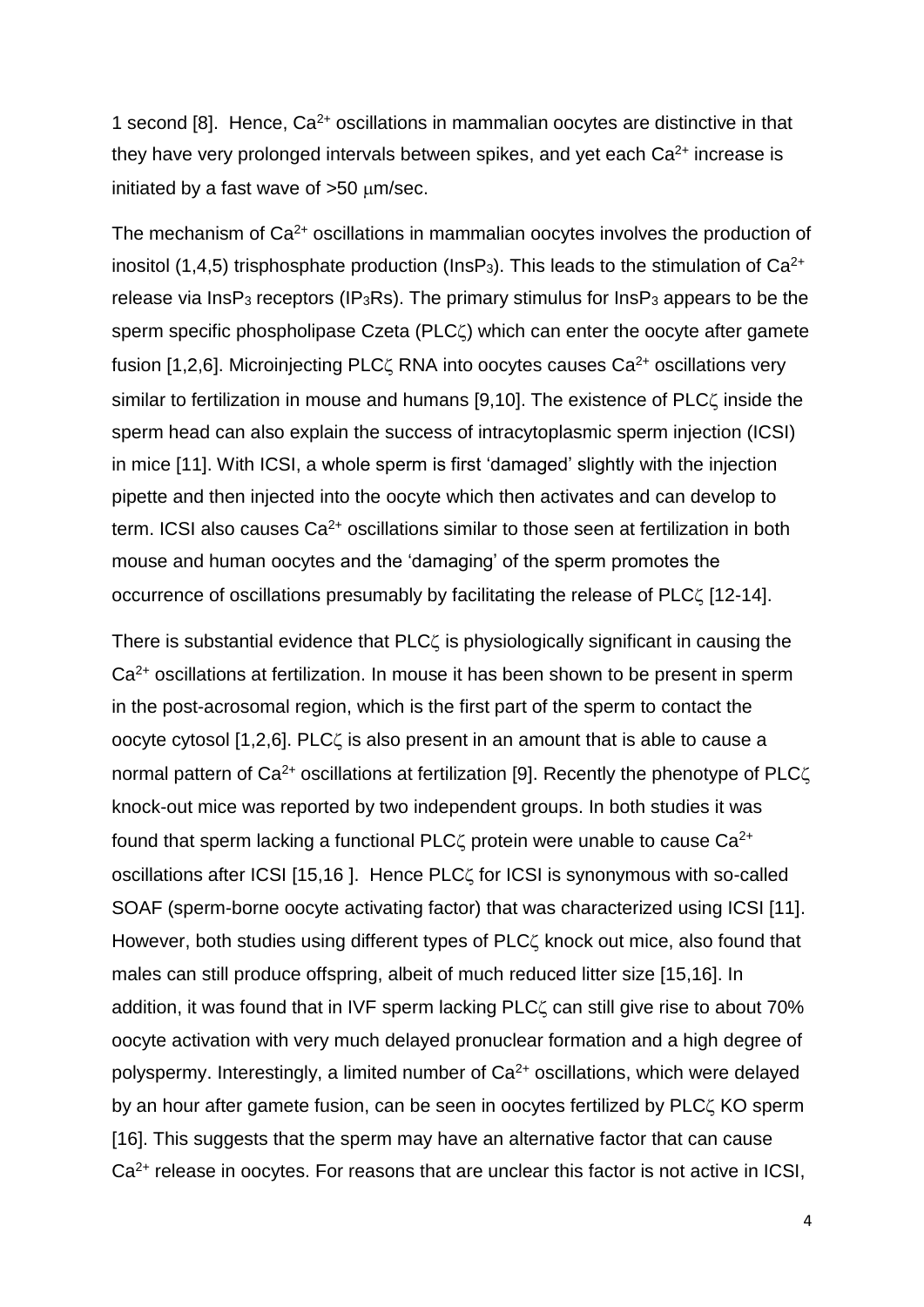1 second [8]. Hence, $Ca^{2+}$ oscillations in mammalian oocytes are distinctive in that they have very prolonged intervals between spikes, and yet each $Ca^{2+}$ increase is initiated by a fast wave of >50 μm/sec.

The mechanism of $Ca^{2+}$ oscillations in mammalian oocytes involves the production of inositol (1,4,5) trisphosphate production ($InsP_3$). This leads to the stimulation of $Ca^{2+}$ release via $InsP_3$ receptors ($IP_3Rs$). The primary stimulus for $InsP_3$ appears to be the sperm specific phospholipase Czeta (PLCζ) which can enter the oocyte after gamete fusion [1,2,6]. Microinjecting PLCζ RNA into oocytes causes $Ca^{2+}$ oscillations very similar to fertilization in mouse and humans [9,10]. The existence of PLCζ inside the sperm head can also explain the success of intracytoplasmic sperm injection (ICSI) in mice [11]. With ICSI, a whole sperm is first 'damaged' slightly with the injection pipette and then injected into the oocyte which then activates and can develop to term. ICSI also causes $Ca^{2+}$ oscillations similar to those seen at fertilization in both mouse and human oocytes and the 'damaging' of the sperm promotes the occurrence of oscillations presumably by facilitating the release of PLCζ [12-14].

There is substantial evidence that PLCζ is physiologically significant in causing the $Ca^{2+}$ oscillations at fertilization. In mouse it has been shown to be present in sperm in the post-acrosomal region, which is the first part of the sperm to contact the oocyte cytosol [1,2,6]. PLCζ is also present in an amount that is able to cause a normal pattern of $Ca^{2+}$ oscillations at fertilization [9]. Recently the phenotype of PLCζ knock-out mice was reported by two independent groups. In both studies it was found that sperm lacking a functional PLCζ protein were unable to cause $Ca^{2+}$ oscillations after ICSI [15,16 ]. Hence PLCζ for ICSI is synonymous with so-called SOAF (sperm-borne oocyte activating factor) that was characterized using ICSI [11]. However, both studies using different types of PLCζ knock out mice, also found that males can still produce offspring, albeit of much reduced litter size [15,16]. In addition, it was found that in IVF sperm lacking PLCζ can still give rise to about 70% oocyte activation with very much delayed pronuclear formation and a high degree of polyspermy. Interestingly, a limited number of $Ca^{2+}$ oscillations, which were delayed by an hour after gamete fusion, can be seen in oocytes fertilized by PLCζ KO sperm [16]. This suggests that the sperm may have an alternative factor that can cause $Ca^{2+}$ release in oocytes. For reasons that are unclear this factor is not active in ICSI,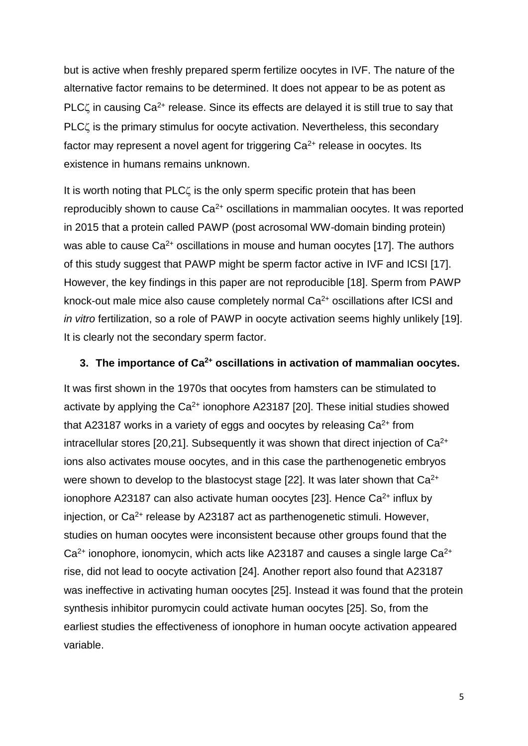but is active when freshly prepared sperm fertilize oocytes in IVF. The nature of the alternative factor remains to be determined. It does not appear to be as potent as PLCζ in causing $Ca^{2+}$ release. Since its effects are delayed it is still true to say that PLCζ is the primary stimulus for oocyte activation. Nevertheless, this secondary factor may represent a novel agent for triggering $Ca^{2+}$ release in oocytes. Its existence in humans remains unknown.

It is worth noting that PLCζ is the only sperm specific protein that has been reproducibly shown to cause $Ca^{2+}$ oscillations in mammalian oocytes. It was reported in 2015 that a protein called PAWP (post acrosomal WW-domain binding protein) was able to cause $Ca^{2+}$ oscillations in mouse and human oocytes [17]. The authors of this study suggest that PAWP might be sperm factor active in IVF and ICSI [17]. However, the key findings in this paper are not reproducible [18]. Sperm from PAWP knock-out male mice also cause completely normal $Ca^{2+}$ oscillations after ICSI and *in vitro* fertilization, so a role of PAWP in oocyte activation seems highly unlikely [19]. It is clearly not the secondary sperm factor.

## 3. The importance of $Ca^{2+}$ oscillations in activation of mammalian oocytes.

It was first shown in the 1970s that oocytes from hamsters can be stimulated to activate by applying the $Ca^{2+}$ ionophore A23187 [20]. These initial studies showed that A23187 works in a variety of eggs and oocytes by releasing $Ca^{2+}$ from intracellular stores [20,21]. Subsequently it was shown that direct injection of $Ca^{2+}$ ions also activates mouse oocytes, and in this case the parthenogenetic embryos were shown to develop to the blastocyst stage [22]. It was later shown that $Ca^{2+}$ ionophore A23187 can also activate human oocytes [23]. Hence $Ca^{2+}$ influx by injection, or $Ca^{2+}$ release by A23187 act as parthenogenetic stimuli. However, studies on human oocytes were inconsistent because other groups found that the $Ca^{2+}$ ionophore, ionomycin, which acts like A23187 and causes a single large $Ca^{2+}$ rise, did not lead to oocyte activation [24]. Another report also found that A23187 was ineffective in activating human oocytes [25]. Instead it was found that the protein synthesis inhibitor puromycin could activate human oocytes [25]. So, from the earliest studies the effectiveness of ionophore in human oocyte activation appeared variable.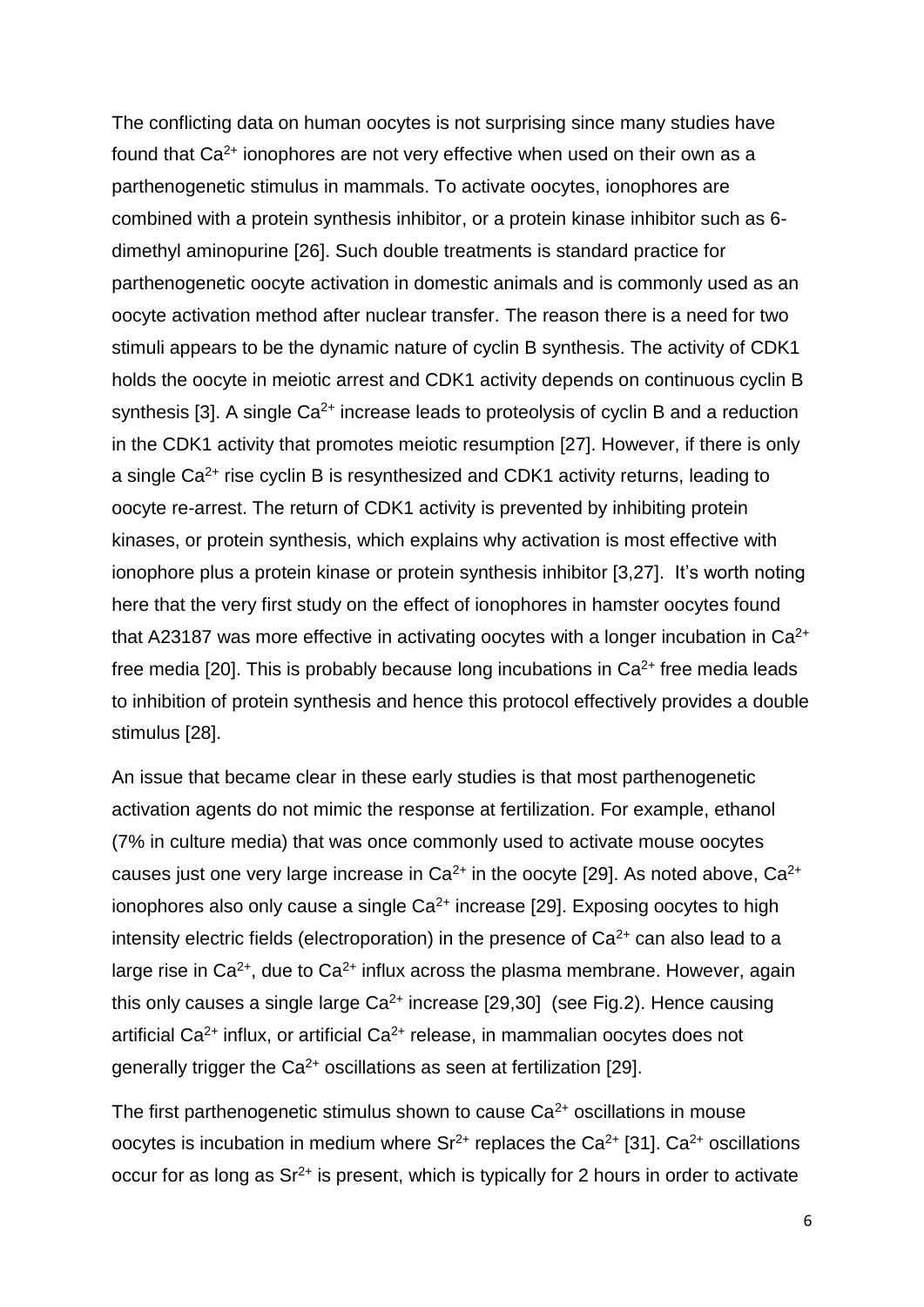The conflicting data on human oocytes is not surprising since many studies have found that $Ca^{2+}$ ionophores are not very effective when used on their own as a parthenogenetic stimulus in mammals. To activate oocytes, ionophores are combined with a protein synthesis inhibitor, or a protein kinase inhibitor such as 6-dimethyl aminopurine [26]. Such double treatments is standard practice for parthenogenetic oocyte activation in domestic animals and is commonly used as an oocyte activation method after nuclear transfer. The reason there is a need for two stimuli appears to be the dynamic nature of cyclin B synthesis. The activity of CDK1 holds the oocyte in meiotic arrest and CDK1 activity depends on continuous cyclin B synthesis [3]. A single $Ca^{2+}$ increase leads to proteolysis of cyclin B and a reduction in the CDK1 activity that promotes meiotic resumption [27]. However, if there is only a single $Ca^{2+}$ rise cyclin B is resynthesized and CDK1 activity returns, leading to oocyte re-arrest. The return of CDK1 activity is prevented by inhibiting protein kinases, or protein synthesis, which explains why activation is most effective with ionophore plus a protein kinase or protein synthesis inhibitor [3,27]. It's worth noting here that the very first study on the effect of ionophores in hamster oocytes found that A23187 was more effective in activating oocytes with a longer incubation in $Ca^{2+}$ free media [20]. This is probably because long incubations in $Ca^{2+}$ free media leads to inhibition of protein synthesis and hence this protocol effectively provides a double stimulus [28].

An issue that became clear in these early studies is that most parthenogenetic activation agents do not mimic the response at fertilization. For example, ethanol (7% in culture media) that was once commonly used to activate mouse oocytes causes just one very large increase in $Ca^{2+}$ in the oocyte [29]. As noted above, $Ca^{2+}$ ionophores also only cause a single $Ca^{2+}$ increase [29]. Exposing oocytes to high intensity electric fields (electroporation) in the presence of $Ca^{2+}$ can also lead to a large rise in $Ca^{2+}$, due to $Ca^{2+}$ influx across the plasma membrane. However, again this only causes a single large $Ca^{2+}$ increase [29,30] (see Fig.2). Hence causing artificial $Ca^{2+}$ influx, or artificial $Ca^{2+}$ release, in mammalian oocytes does not generally trigger the $Ca^{2+}$ oscillations as seen at fertilization [29].

The first parthenogenetic stimulus shown to cause $Ca^{2+}$ oscillations in mouse oocytes is incubation in medium where $Sr^{2+}$ replaces the $Ca^{2+}$ [31]. $Ca^{2+}$ oscillations occur for as long as $Sr^{2+}$ is present, which is typically for 2 hours in order to activate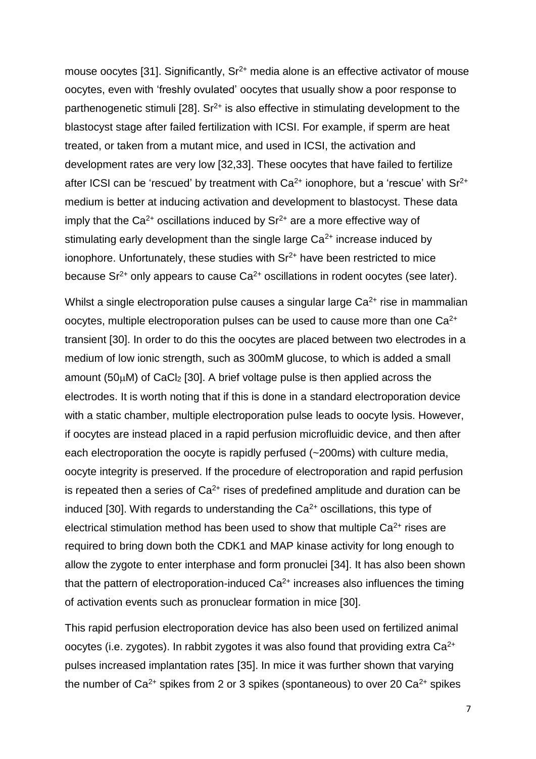mouse oocytes [31]. Significantly, $Sr^{2+}$ media alone is an effective activator of mouse oocytes, even with 'freshly ovulated' oocytes that usually show a poor response to parthenogenetic stimuli [28]. $Sr^{2+}$ is also effective in stimulating development to the blastocyst stage after failed fertilization with ICSI. For example, if sperm are heat treated, or taken from a mutant mice, and used in ICSI, the activation and development rates are very low [32,33]. These oocytes that have failed to fertilize after ICSI can be 'rescued' by treatment with $Ca^{2+}$ ionophore, but a 'rescue' with $Sr^{2+}$ medium is better at inducing activation and development to blastocyst. These data imply that the $Ca^{2+}$ oscillations induced by $Sr^{2+}$ are a more effective way of stimulating early development than the single large $Ca^{2+}$ increase induced by ionophore. Unfortunately, these studies with $Sr^{2+}$ have been restricted to mice because $Sr^{2+}$ only appears to cause $Ca^{2+}$ oscillations in rodent oocytes (see later).

Whilst a single electroporation pulse causes a singular large $Ca^{2+}$ rise in mammalian oocytes, multiple electroporation pulses can be used to cause more than one $Ca^{2+}$ transient [30]. In order to do this the oocytes are placed between two electrodes in a medium of low ionic strength, such as 300mM glucose, to which is added a small amount (50$\mu$M) of $CaCl_2$ [30]. A brief voltage pulse is then applied across the electrodes. It is worth noting that if this is done in a standard electroporation device with a static chamber, multiple electroporation pulse leads to oocyte lysis. However, if oocytes are instead placed in a rapid perfusion microfluidic device, and then after each electroporation the oocyte is rapidly perfused (~200ms) with culture media, oocyte integrity is preserved. If the procedure of electroporation and rapid perfusion is repeated then a series of $Ca^{2+}$ rises of predefined amplitude and duration can be induced [30]. With regards to understanding the $Ca^{2+}$ oscillations, this type of electrical stimulation method has been used to show that multiple $Ca^{2+}$ rises are required to bring down both the CDK1 and MAP kinase activity for long enough to allow the zygote to enter interphase and form pronuclei [34]. It has also been shown that the pattern of electroporation-induced $Ca^{2+}$ increases also influences the timing of activation events such as pronuclear formation in mice [30].

This rapid perfusion electroporation device has also been used on fertilized animal oocytes (i.e. zygotes). In rabbit zygotes it was also found that providing extra $Ca^{2+}$ pulses increased implantation rates [35]. In mice it was further shown that varying the number of $Ca^{2+}$ spikes from 2 or 3 spikes (spontaneous) to over 20 $Ca^{2+}$ spikes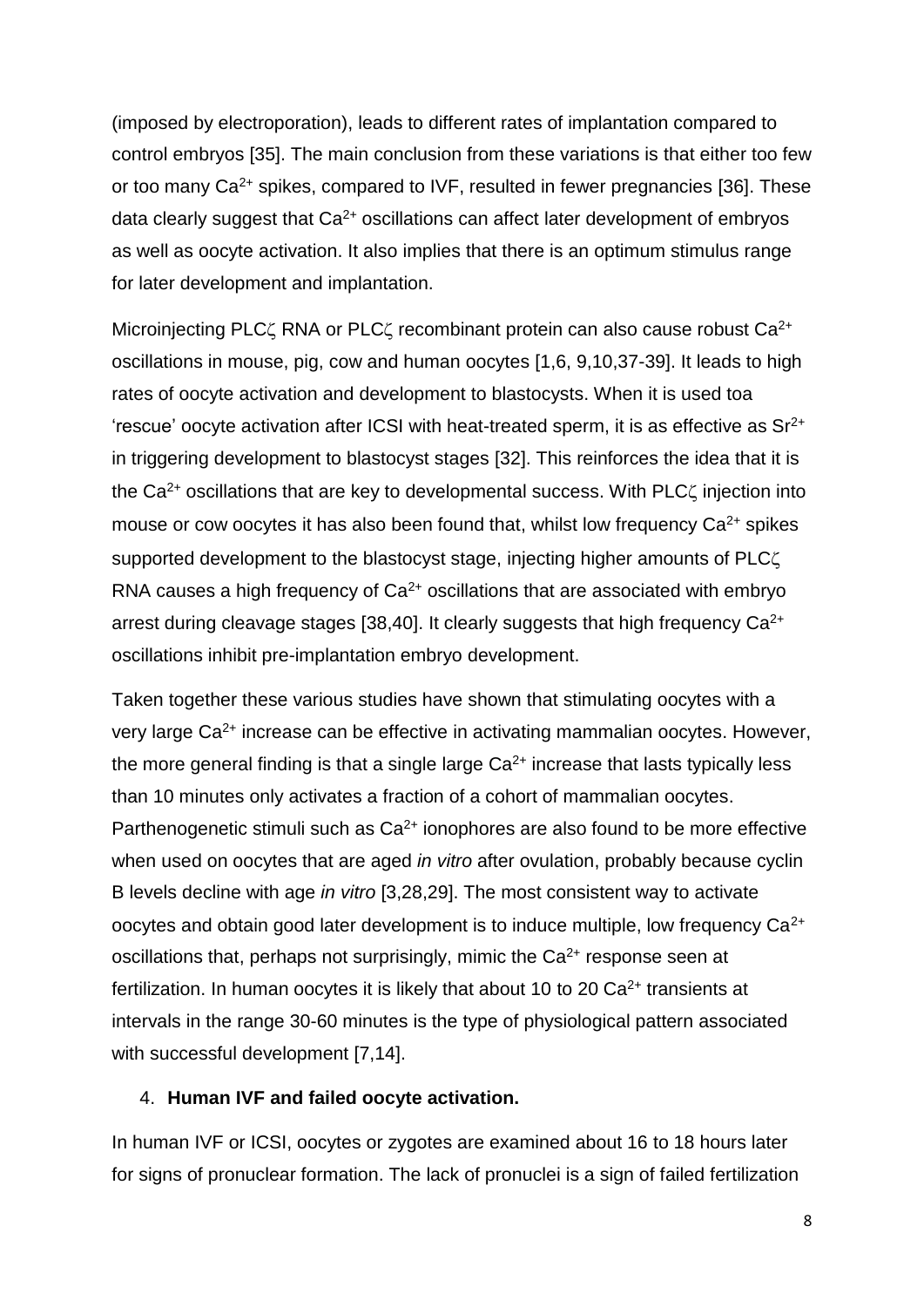(imposed by electroporation), leads to different rates of implantation compared to control embryos [35]. The main conclusion from these variations is that either too few or too many $Ca^{2+}$ spikes, compared to IVF, resulted in fewer pregnancies [36]. These data clearly suggest that $Ca^{2+}$ oscillations can affect later development of embryos as well as oocyte activation. It also implies that there is an optimum stimulus range for later development and implantation.

Microinjecting PLCζ RNA or PLCζ recombinant protein can also cause robust $Ca^{2+}$ oscillations in mouse, pig, cow and human oocytes [1,6, 9,10,37-39]. It leads to high rates of oocyte activation and development to blastocysts. When it is used toa 'rescue' oocyte activation after ICSI with heat-treated sperm, it is as effective as $Sr^{2+}$ in triggering development to blastocyst stages [32]. This reinforces the idea that it is the $Ca^{2+}$ oscillations that are key to developmental success. With PLCζ injection into mouse or cow oocytes it has also been found that, whilst low frequency $Ca^{2+}$ spikes supported development to the blastocyst stage, injecting higher amounts of PLCζ RNA causes a high frequency of $Ca^{2+}$ oscillations that are associated with embryo arrest during cleavage stages [38,40]. It clearly suggests that high frequency $Ca^{2+}$ oscillations inhibit pre-implantation embryo development.

Taken together these various studies have shown that stimulating oocytes with a very large $Ca^{2+}$ increase can be effective in activating mammalian oocytes. However, the more general finding is that a single large $Ca^{2+}$ increase that lasts typically less than 10 minutes only activates a fraction of a cohort of mammalian oocytes. Parthenogenetic stimuli such as $Ca^{2+}$ ionophores are also found to be more effective when used on oocytes that are aged *in vitro* after ovulation, probably because cyclin B levels decline with age *in vitro* [3,28,29]. The most consistent way to activate oocytes and obtain good later development is to induce multiple, low frequency $Ca^{2+}$ oscillations that, perhaps not surprisingly, mimic the $Ca^{2+}$ response seen at fertilization. In human oocytes it is likely that about 10 to 20 $Ca^{2+}$ transients at intervals in the range 30-60 minutes is the type of physiological pattern associated with successful development [7,14].

## 4. **Human IVF and failed oocyte activation.**

In human IVF or ICSI, oocytes or zygotes are examined about 16 to 18 hours later for signs of pronuclear formation. The lack of pronuclei is a sign of failed fertilization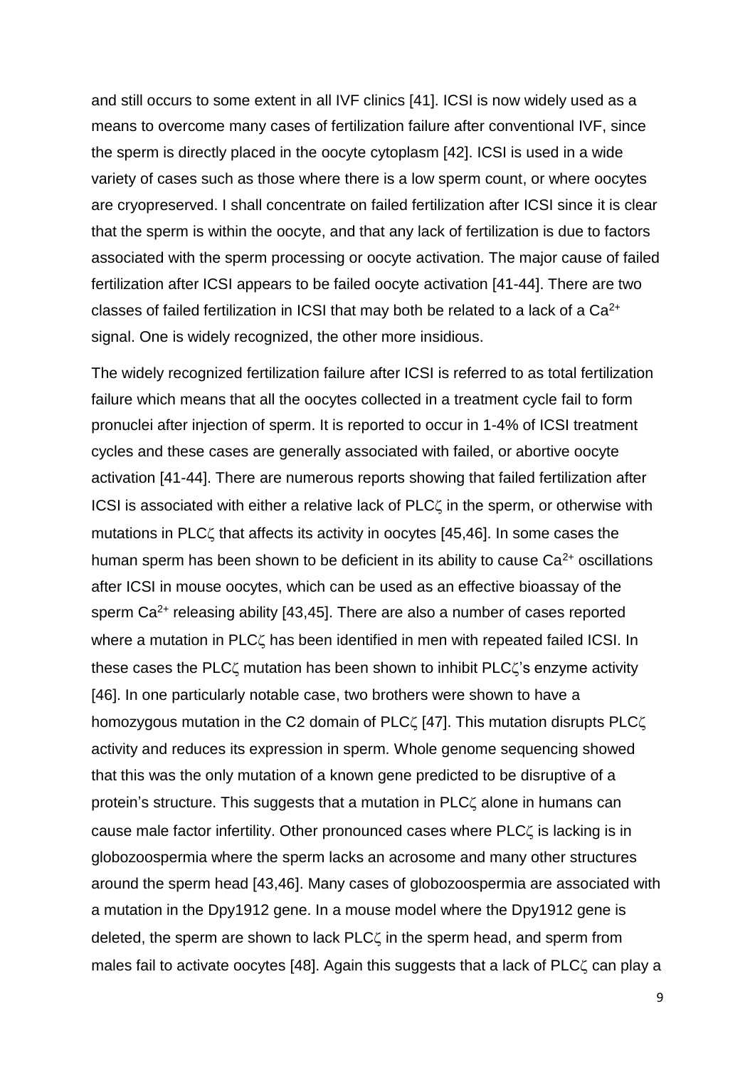and still occurs to some extent in all IVF clinics [41]. ICSI is now widely used as a means to overcome many cases of fertilization failure after conventional IVF, since the sperm is directly placed in the oocyte cytoplasm [42]. ICSI is used in a wide variety of cases such as those where there is a low sperm count, or where oocytes are cryopreserved. I shall concentrate on failed fertilization after ICSI since it is clear that the sperm is within the oocyte, and that any lack of fertilization is due to factors associated with the sperm processing or oocyte activation. The major cause of failed fertilization after ICSI appears to be failed oocyte activation [41-44]. There are two classes of failed fertilization in ICSI that may both be related to a lack of a $Ca^{2+}$ signal. One is widely recognized, the other more insidious.

The widely recognized fertilization failure after ICSI is referred to as total fertilization failure which means that all the oocytes collected in a treatment cycle fail to form pronuclei after injection of sperm. It is reported to occur in 1-4% of ICSI treatment cycles and these cases are generally associated with failed, or abortive oocyte activation [41-44]. There are numerous reports showing that failed fertilization after ICSI is associated with either a relative lack of PLCζ in the sperm, or otherwise with mutations in PLCζ that affects its activity in oocytes [45,46]. In some cases the human sperm has been shown to be deficient in its ability to cause $Ca^{2+}$ oscillations after ICSI in mouse oocytes, which can be used as an effective bioassay of the sperm $Ca^{2+}$ releasing ability [43,45]. There are also a number of cases reported where a mutation in PLCζ has been identified in men with repeated failed ICSI. In these cases the PLCζ mutation has been shown to inhibit PLCζ's enzyme activity [46]. In one particularly notable case, two brothers were shown to have a homozygous mutation in the C2 domain of PLCζ [47]. This mutation disrupts PLCζ activity and reduces its expression in sperm. Whole genome sequencing showed that this was the only mutation of a known gene predicted to be disruptive of a protein's structure. This suggests that a mutation in PLCζ alone in humans can cause male factor infertility. Other pronounced cases where PLCζ is lacking is in globozoospermia where the sperm lacks an acrosome and many other structures around the sperm head [43,46]. Many cases of globozoospermia are associated with a mutation in the Dpy1912 gene. In a mouse model where the Dpy1912 gene is deleted, the sperm are shown to lack PLCζ in the sperm head, and sperm from males fail to activate oocytes [48]. Again this suggests that a lack of PLCζ can play a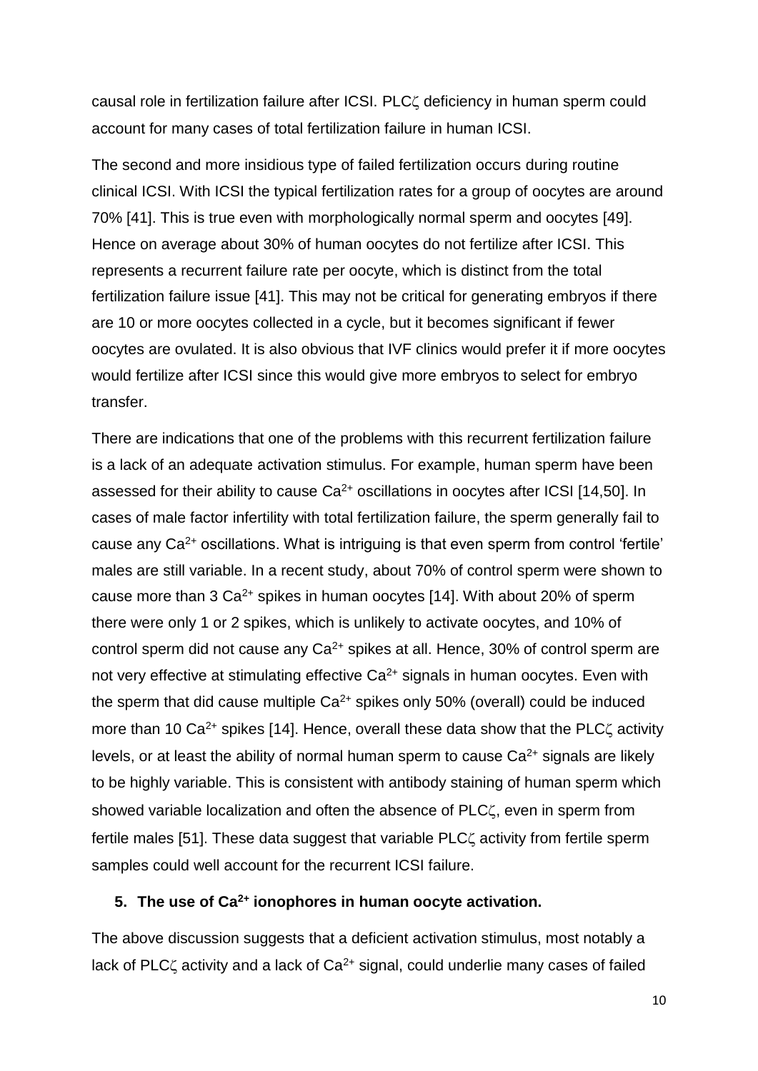causal role in fertilization failure after ICSI. PLCζ deficiency in human sperm could account for many cases of total fertilization failure in human ICSI.

The second and more insidious type of failed fertilization occurs during routine clinical ICSI. With ICSI the typical fertilization rates for a group of oocytes are around 70% [41]. This is true even with morphologically normal sperm and oocytes [49]. Hence on average about 30% of human oocytes do not fertilize after ICSI. This represents a recurrent failure rate per oocyte, which is distinct from the total fertilization failure issue [41]. This may not be critical for generating embryos if there are 10 or more oocytes collected in a cycle, but it becomes significant if fewer oocytes are ovulated. It is also obvious that IVF clinics would prefer it if more oocytes would fertilize after ICSI since this would give more embryos to select for embryo transfer.

There are indications that one of the problems with this recurrent fertilization failure is a lack of an adequate activation stimulus. For example, human sperm have been assessed for their ability to cause $Ca^{2+}$ oscillations in oocytes after ICSI [14,50]. In cases of male factor infertility with total fertilization failure, the sperm generally fail to cause any $Ca^{2+}$ oscillations. What is intriguing is that even sperm from control 'fertile' males are still variable. In a recent study, about 70% of control sperm were shown to cause more than 3 $Ca^{2+}$ spikes in human oocytes [14]. With about 20% of sperm there were only 1 or 2 spikes, which is unlikely to activate oocytes, and 10% of control sperm did not cause any $Ca^{2+}$ spikes at all. Hence, 30% of control sperm are not very effective at stimulating effective $Ca^{2+}$ signals in human oocytes. Even with the sperm that did cause multiple $Ca^{2+}$ spikes only 50% (overall) could be induced more than 10 $Ca^{2+}$ spikes [14]. Hence, overall these data show that the PLCζ activity levels, or at least the ability of normal human sperm to cause $Ca^{2+}$ signals are likely to be highly variable. This is consistent with antibody staining of human sperm which showed variable localization and often the absence of PLCζ, even in sperm from fertile males [51]. These data suggest that variable PLCζ activity from fertile sperm samples could well account for the recurrent ICSI failure.

## 5. The use of $Ca^{2+}$ ionophores in human oocyte activation.

The above discussion suggests that a deficient activation stimulus, most notably a lack of PLCζ activity and a lack of $Ca^{2+}$ signal, could underlie many cases of failed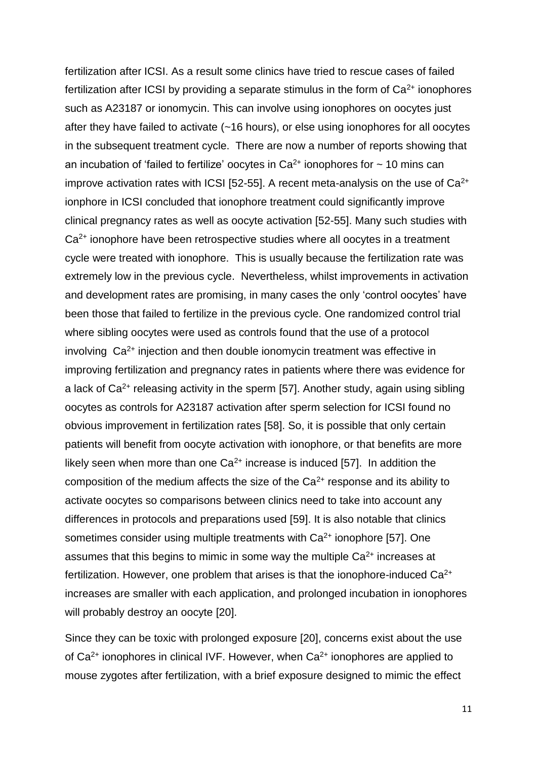fertilization after ICSI. As a result some clinics have tried to rescue cases of failed fertilization after ICSI by providing a separate stimulus in the form of $Ca^{2+}$ ionophores such as A23187 or ionomycin. This can involve using ionophores on oocytes just after they have failed to activate (~16 hours), or else using ionophores for all oocytes in the subsequent treatment cycle. There are now a number of reports showing that an incubation of 'failed to fertilize' oocytes in $Ca^{2+}$ ionophores for ~ 10 mins can improve activation rates with ICSI [52-55]. A recent meta-analysis on the use of $Ca^{2+}$ ionphore in ICSI concluded that ionophore treatment could significantly improve clinical pregnancy rates as well as oocyte activation [52-55]. Many such studies with $Ca^{2+}$ ionophore have been retrospective studies where all oocytes in a treatment cycle were treated with ionophore. This is usually because the fertilization rate was extremely low in the previous cycle. Nevertheless, whilst improvements in activation and development rates are promising, in many cases the only 'control oocytes' have been those that failed to fertilize in the previous cycle. One randomized control trial where sibling oocytes were used as controls found that the use of a protocol involving $Ca^{2+}$ injection and then double ionomycin treatment was effective in improving fertilization and pregnancy rates in patients where there was evidence for a lack of $Ca^{2+}$ releasing activity in the sperm [57]. Another study, again using sibling oocytes as controls for A23187 activation after sperm selection for ICSI found no obvious improvement in fertilization rates [58]. So, it is possible that only certain patients will benefit from oocyte activation with ionophore, or that benefits are more likely seen when more than one $Ca^{2+}$ increase is induced [57]. In addition the composition of the medium affects the size of the $Ca^{2+}$ response and its ability to activate oocytes so comparisons between clinics need to take into account any differences in protocols and preparations used [59]. It is also notable that clinics sometimes consider using multiple treatments with $Ca^{2+}$ ionophore [57]. One assumes that this begins to mimic in some way the multiple $Ca^{2+}$ increases at fertilization. However, one problem that arises is that the ionophore-induced $Ca^{2+}$ increases are smaller with each application, and prolonged incubation in ionophores will probably destroy an oocyte [20].

Since they can be toxic with prolonged exposure [20], concerns exist about the use of $Ca^{2+}$ ionophores in clinical IVF. However, when $Ca^{2+}$ ionophores are applied to mouse zygotes after fertilization, with a brief exposure designed to mimic the effect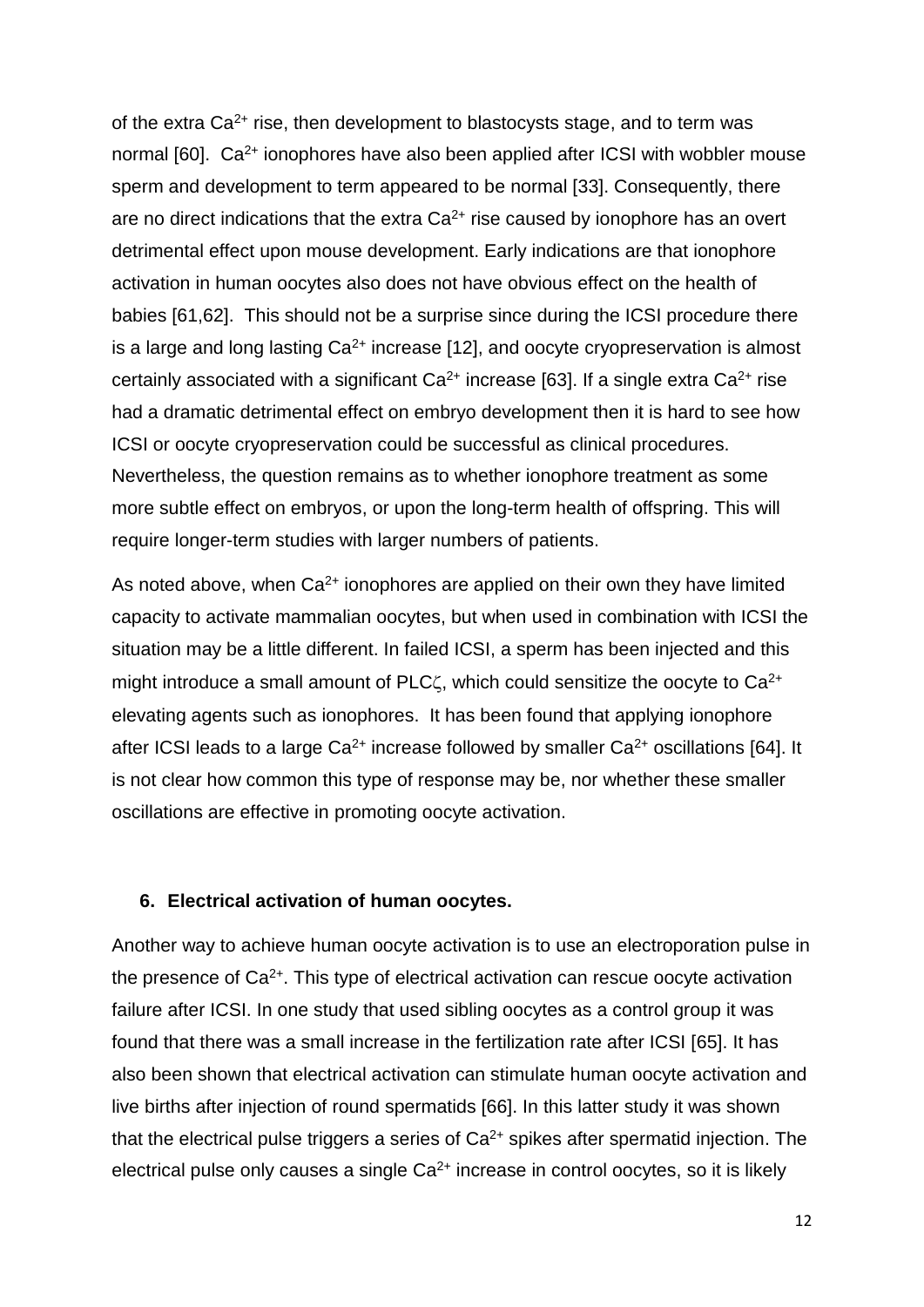of the extra $Ca^{2+}$ rise, then development to blastocysts stage, and to term was normal [60]. $Ca^{2+}$ ionophores have also been applied after ICSI with wobbler mouse sperm and development to term appeared to be normal [33]. Consequently, there are no direct indications that the extra $Ca^{2+}$ rise caused by ionophore has an overt detrimental effect upon mouse development. Early indications are that ionophore activation in human oocytes also does not have obvious effect on the health of babies [61,62]. This should not be a surprise since during the ICSI procedure there is a large and long lasting $Ca^{2+}$ increase [12], and oocyte cryopreservation is almost certainly associated with a significant $Ca^{2+}$ increase [63]. If a single extra $Ca^{2+}$ rise had a dramatic detrimental effect on embryo development then it is hard to see how ICSI or oocyte cryopreservation could be successful as clinical procedures. Nevertheless, the question remains as to whether ionophore treatment as some more subtle effect on embryos, or upon the long-term health of offspring. This will require longer-term studies with larger numbers of patients.

As noted above, when $Ca^{2+}$ ionophores are applied on their own they have limited capacity to activate mammalian oocytes, but when used in combination with ICSI the situation may be a little different. In failed ICSI, a sperm has been injected and this might introduce a small amount of PLC$\zeta$, which could sensitize the oocyte to $Ca^{2+}$ elevating agents such as ionophores. It has been found that applying ionophore after ICSI leads to a large $Ca^{2+}$ increase followed by smaller $Ca^{2+}$ oscillations [64]. It is not clear how common this type of response may be, nor whether these smaller oscillations are effective in promoting oocyte activation.

## 6. Electrical activation of human oocytes.

Another way to achieve human oocyte activation is to use an electroporation pulse in the presence of $Ca^{2+}$. This type of electrical activation can rescue oocyte activation failure after ICSI. In one study that used sibling oocytes as a control group it was found that there was a small increase in the fertilization rate after ICSI [65]. It has also been shown that electrical activation can stimulate human oocyte activation and live births after injection of round spermatids [66]. In this latter study it was shown that the electrical pulse triggers a series of $Ca^{2+}$ spikes after spermatid injection. The electrical pulse only causes a single $Ca^{2+}$ increase in control oocytes, so it is likely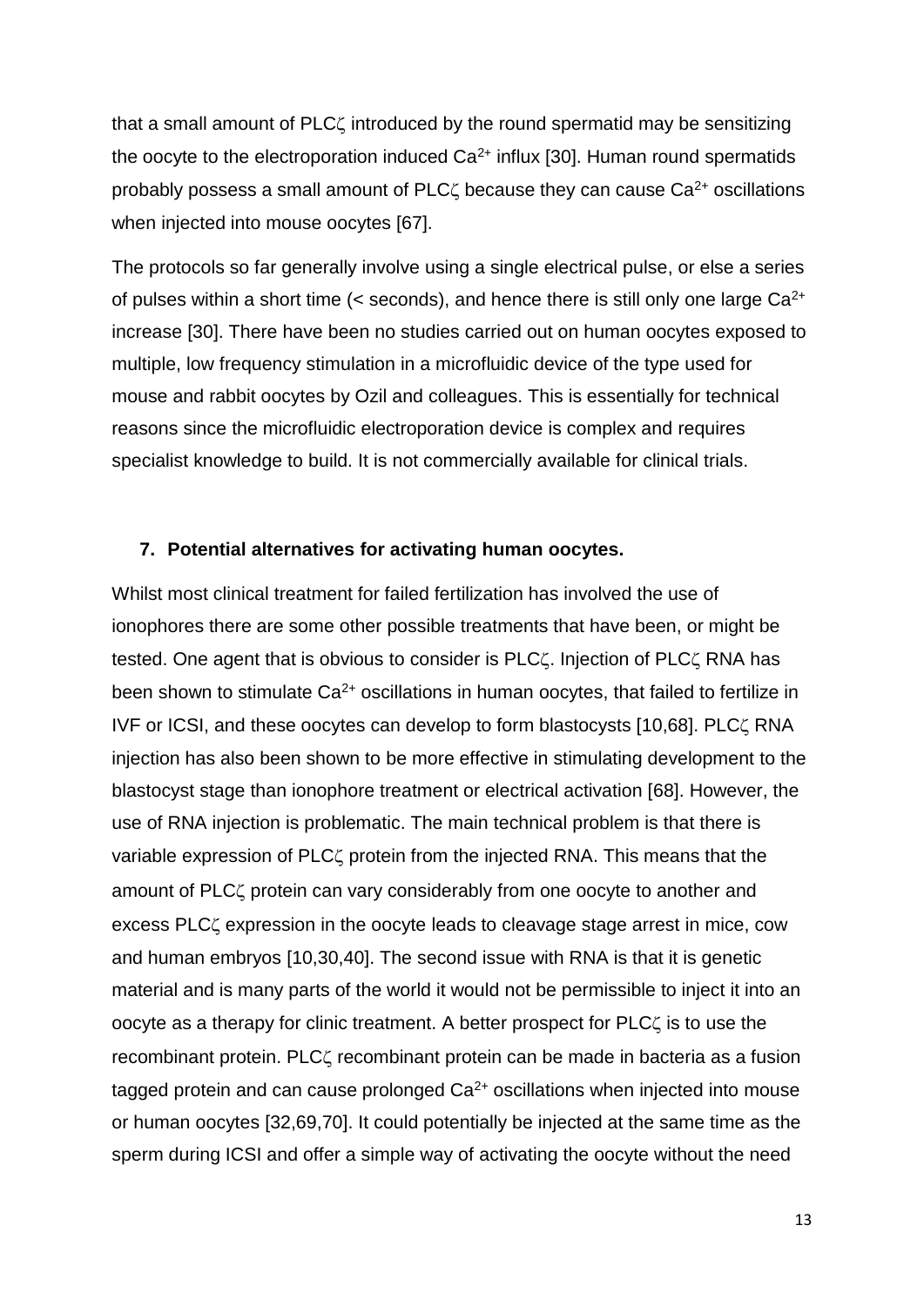that a small amount of PLCζ introduced by the round spermatid may be sensitizing the oocyte to the electroporation induced $Ca^{2+}$ influx [30]. Human round spermatids probably possess a small amount of PLCζ because they can cause $Ca^{2+}$ oscillations when injected into mouse oocytes [67].

The protocols so far generally involve using a single electrical pulse, or else a series of pulses within a short time (< seconds), and hence there is still only one large $Ca^{2+}$ increase [30]. There have been no studies carried out on human oocytes exposed to multiple, low frequency stimulation in a microfluidic device of the type used for mouse and rabbit oocytes by Ozil and colleagues. This is essentially for technical reasons since the microfluidic electroporation device is complex and requires specialist knowledge to build. It is not commercially available for clinical trials.

## 7. Potential alternatives for activating human oocytes.

Whilst most clinical treatment for failed fertilization has involved the use of ionophores there are some other possible treatments that have been, or might be tested. One agent that is obvious to consider is PLCζ. Injection of PLCζ RNA has been shown to stimulate $Ca^{2+}$ oscillations in human oocytes, that failed to fertilize in IVF or ICSI, and these oocytes can develop to form blastocysts [10,68]. PLCζ RNA injection has also been shown to be more effective in stimulating development to the blastocyst stage than ionophore treatment or electrical activation [68]. However, the use of RNA injection is problematic. The main technical problem is that there is variable expression of PLCζ protein from the injected RNA. This means that the amount of PLCζ protein can vary considerably from one oocyte to another and excess PLCζ expression in the oocyte leads to cleavage stage arrest in mice, cow and human embryos [10,30,40]. The second issue with RNA is that it is genetic material and is many parts of the world it would not be permissible to inject it into an oocyte as a therapy for clinic treatment. A better prospect for PLCζ is to use the recombinant protein. PLCζ recombinant protein can be made in bacteria as a fusion tagged protein and can cause prolonged $Ca^{2+}$ oscillations when injected into mouse or human oocytes [32,69,70]. It could potentially be injected at the same time as the sperm during ICSI and offer a simple way of activating the oocyte without the need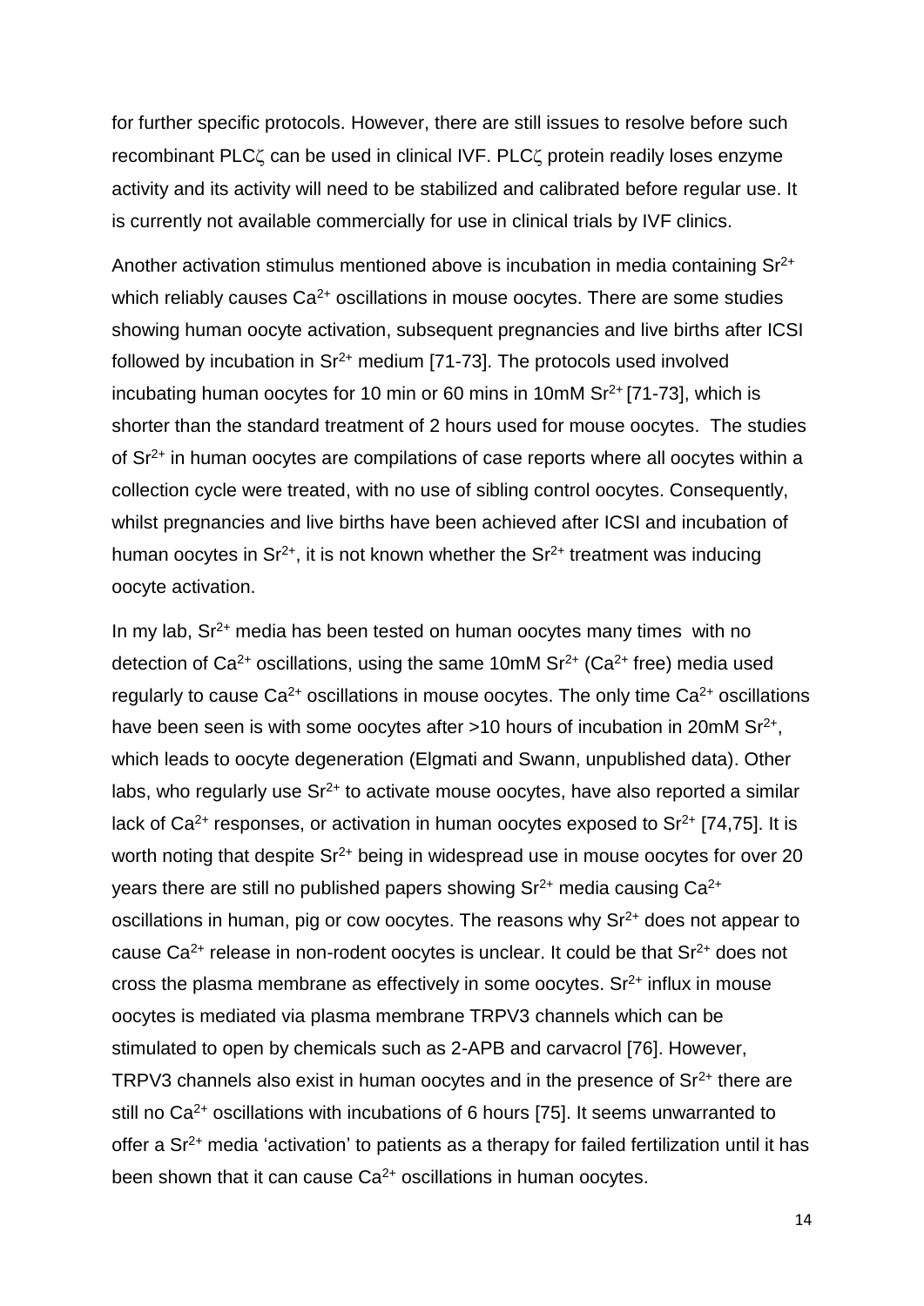for further specific protocols. However, there are still issues to resolve before such recombinant PLCζ can be used in clinical IVF. PLCζ protein readily loses enzyme activity and its activity will need to be stabilized and calibrated before regular use. It is currently not available commercially for use in clinical trials by IVF clinics.

Another activation stimulus mentioned above is incubation in media containing $Sr^{2+}$ which reliably causes $Ca^{2+}$ oscillations in mouse oocytes. There are some studies showing human oocyte activation, subsequent pregnancies and live births after ICSI followed by incubation in $Sr^{2+}$ medium [71-73]. The protocols used involved incubating human oocytes for 10 min or 60 mins in 10mM $Sr^{2+}$ [71-73], which is shorter than the standard treatment of 2 hours used for mouse oocytes. The studies of $Sr^{2+}$ in human oocytes are compilations of case reports where all oocytes within a collection cycle were treated, with no use of sibling control oocytes. Consequently, whilst pregnancies and live births have been achieved after ICSI and incubation of human oocytes in $Sr^{2+}$, it is not known whether the $Sr^{2+}$ treatment was inducing oocyte activation.

In my lab, $Sr^{2+}$ media has been tested on human oocytes many times with no detection of $Ca^{2+}$ oscillations, using the same 10mM $Sr^{2+}$ ($Ca^{2+}$ free) media used regularly to cause $Ca^{2+}$ oscillations in mouse oocytes. The only time $Ca^{2+}$ oscillations have been seen is with some oocytes after >10 hours of incubation in 20mM $Sr^{2+}$, which leads to oocyte degeneration (Elgmati and Swann, unpublished data). Other labs, who regularly use $Sr^{2+}$ to activate mouse oocytes, have also reported a similar lack of $Ca^{2+}$ responses, or activation in human oocytes exposed to $Sr^{2+}$ [74,75]. It is worth noting that despite $Sr^{2+}$ being in widespread use in mouse oocytes for over 20 years there are still no published papers showing $Sr^{2+}$ media causing $Ca^{2+}$ oscillations in human, pig or cow oocytes. The reasons why $Sr^{2+}$ does not appear to cause $Ca^{2+}$ release in non-rodent oocytes is unclear. It could be that $Sr^{2+}$ does not cross the plasma membrane as effectively in some oocytes. $Sr^{2+}$ influx in mouse oocytes is mediated via plasma membrane TRPV3 channels which can be stimulated to open by chemicals such as 2-APB and carvacrol [76]. However, TRPV3 channels also exist in human oocytes and in the presence of $Sr^{2+}$ there are still no $Ca^{2+}$ oscillations with incubations of 6 hours [75]. It seems unwarranted to offer a $Sr^{2+}$ media 'activation' to patients as a therapy for failed fertilization until it has been shown that it can cause $Ca^{2+}$ oscillations in human oocytes.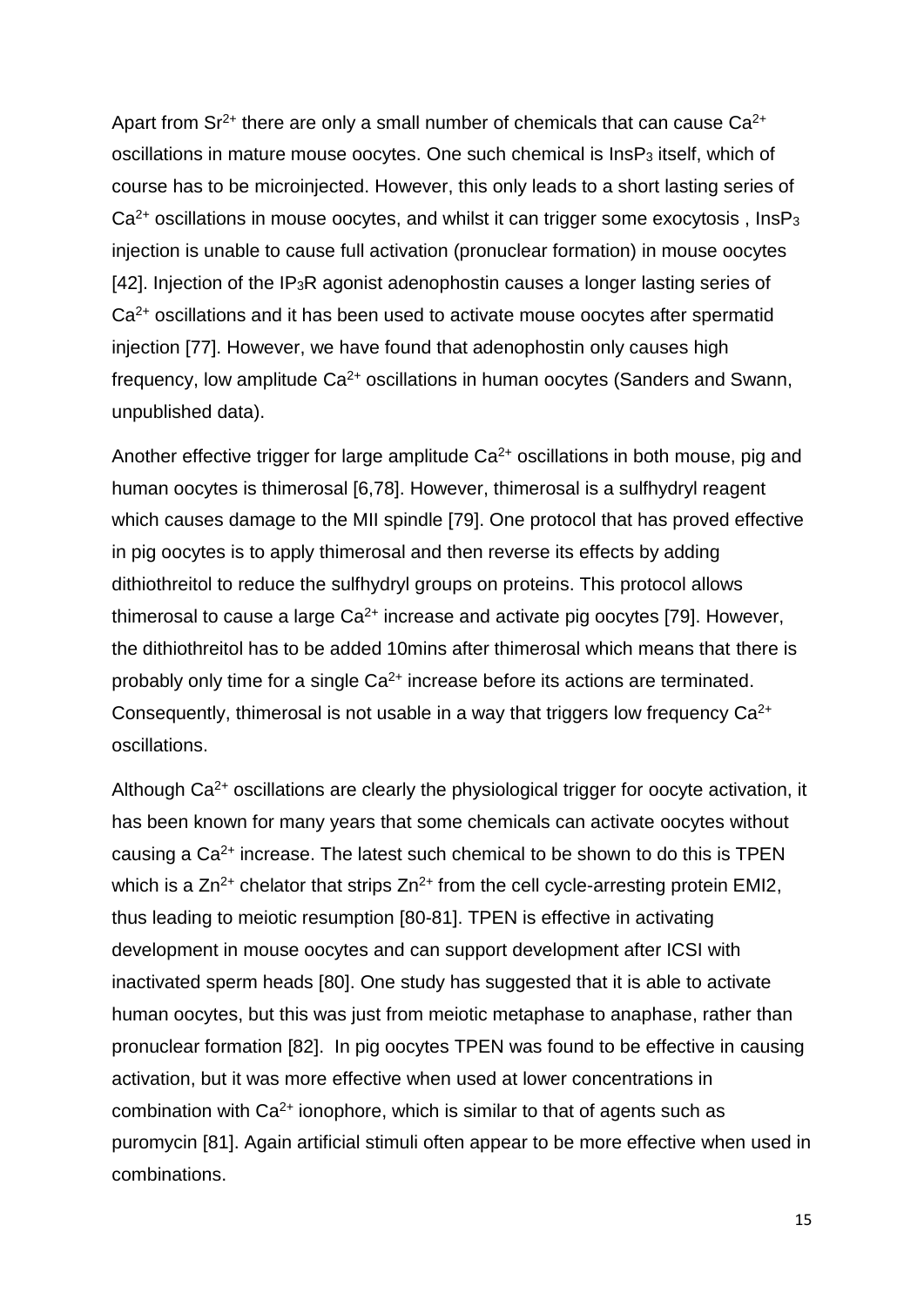Apart from $Sr^{2+}$ there are only a small number of chemicals that can cause $Ca^{2+}$ oscillations in mature mouse oocytes. One such chemical is $InsP_3$ itself, which of course has to be microinjected. However, this only leads to a short lasting series of $Ca^{2+}$ oscillations in mouse oocytes, and whilst it can trigger some exocytosis , $InsP_3$ injection is unable to cause full activation (pronuclear formation) in mouse oocytes [42]. Injection of the $IP_3R$ agonist adenophostin causes a longer lasting series of $Ca^{2+}$ oscillations and it has been used to activate mouse oocytes after spermatid injection [77]. However, we have found that adenophostin only causes high frequency, low amplitude $Ca^{2+}$ oscillations in human oocytes (Sanders and Swann, unpublished data).

Another effective trigger for large amplitude $Ca^{2+}$ oscillations in both mouse, pig and human oocytes is thimerosal [6,78]. However, thimerosal is a sulfhydryl reagent which causes damage to the MII spindle [79]. One protocol that has proved effective in pig oocytes is to apply thimerosal and then reverse its effects by adding dithiothreitol to reduce the sulfhydryl groups on proteins. This protocol allows thimerosal to cause a large $Ca^{2+}$ increase and activate pig oocytes [79]. However, the dithiothreitol has to be added 10mins after thimerosal which means that there is probably only time for a single $Ca^{2+}$ increase before its actions are terminated. Consequently, thimerosal is not usable in a way that triggers low frequency $Ca^{2+}$ oscillations.

Although $Ca^{2+}$ oscillations are clearly the physiological trigger for oocyte activation, it has been known for many years that some chemicals can activate oocytes without causing a $Ca^{2+}$ increase. The latest such chemical to be shown to do this is TPEN which is a $Zn^{2+}$ chelator that strips $Zn^{2+}$ from the cell cycle-arresting protein EMI2, thus leading to meiotic resumption [80-81]. TPEN is effective in activating development in mouse oocytes and can support development after ICSI with inactivated sperm heads [80]. One study has suggested that it is able to activate human oocytes, but this was just from meiotic metaphase to anaphase, rather than pronuclear formation [82]. In pig oocytes TPEN was found to be effective in causing activation, but it was more effective when used at lower concentrations in combination with $Ca^{2+}$ ionophore, which is similar to that of agents such as puromycin [81]. Again artificial stimuli often appear to be more effective when used in combinations.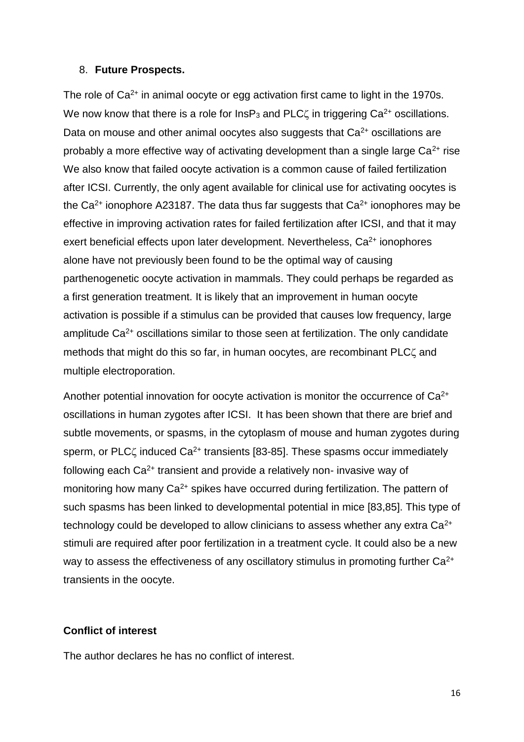## 8. **Future Prospects.**

The role of $Ca^{2+}$ in animal oocyte or egg activation first came to light in the 1970s. We now know that there is a role for $InsP_3$ and PLCζ in triggering $Ca^{2+}$ oscillations. Data on mouse and other animal oocytes also suggests that $Ca^{2+}$ oscillations are probably a more effective way of activating development than a single large $Ca^{2+}$ rise We also know that failed oocyte activation is a common cause of failed fertilization after ICSI. Currently, the only agent available for clinical use for activating oocytes is the $Ca^{2+}$ ionophore A23187. The data thus far suggests that $Ca^{2+}$ ionophores may be effective in improving activation rates for failed fertilization after ICSI, and that it may exert beneficial effects upon later development. Nevertheless, $Ca^{2+}$ ionophores alone have not previously been found to be the optimal way of causing parthenogenetic oocyte activation in mammals. They could perhaps be regarded as a first generation treatment. It is likely that an improvement in human oocyte activation is possible if a stimulus can be provided that causes low frequency, large amplitude $Ca^{2+}$ oscillations similar to those seen at fertilization. The only candidate methods that might do this so far, in human oocytes, are recombinant PLCζ and multiple electroporation.

Another potential innovation for oocyte activation is monitor the occurrence of $Ca^{2+}$ oscillations in human zygotes after ICSI. It has been shown that there are brief and subtle movements, or spasms, in the cytoplasm of mouse and human zygotes during sperm, or PLCζ induced $Ca^{2+}$ transients [83-85]. These spasms occur immediately following each $Ca^{2+}$ transient and provide a relatively non- invasive way of monitoring how many $Ca^{2+}$ spikes have occurred during fertilization. The pattern of such spasms has been linked to developmental potential in mice [83,85]. This type of technology could be developed to allow clinicians to assess whether any extra $Ca^{2+}$ stimuli are required after poor fertilization in a treatment cycle. It could also be a new way to assess the effectiveness of any oscillatory stimulus in promoting further $Ca^{2+}$ transients in the oocyte.

**Conflict of interest**

The author declares he has no conflict of interest.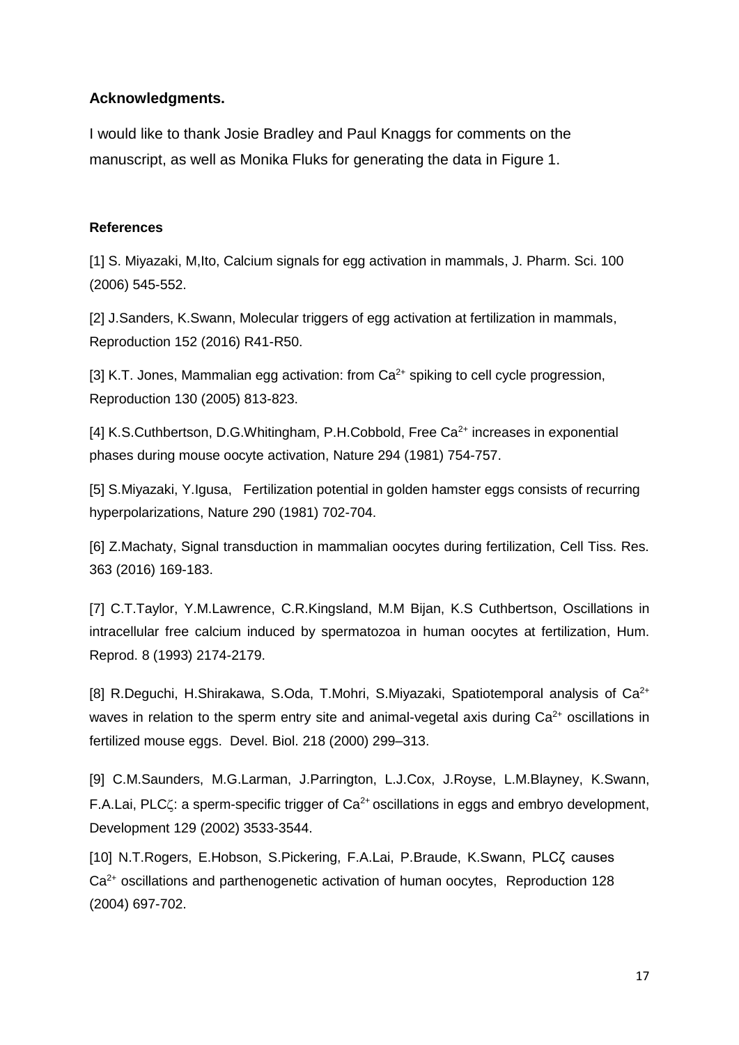## Acknowledgments.

I would like to thank Josie Bradley and Paul Knaggs for comments on the manuscript, as well as Monika Fluks for generating the data in Figure 1.

### References

[1] S. Miyazaki, M,Ito, Calcium signals for egg activation in mammals, J. Pharm. Sci. 100 (2006) 545-552.

[2] J.Sanders, K.Swann, Molecular triggers of egg activation at fertilization in mammals, Reproduction 152 (2016) R41-R50.

[3] K.T. Jones, Mammalian egg activation: from $Ca^{2+}$ spiking to cell cycle progression, Reproduction 130 (2005) 813-823.

[4] K.S.Cuthbertson, D.G.Whitingham, P.H.Cobbold, Free $Ca^{2+}$ increases in exponential phases during mouse oocyte activation, Nature 294 (1981) 754-757.

[5] S.Miyazaki, Y.Igusa, Fertilization potential in golden hamster eggs consists of recurring hyperpolarizations, Nature 290 (1981) 702-704.

[6] Z.Machaty, Signal transduction in mammalian oocytes during fertilization, Cell Tiss. Res. 363 (2016) 169-183.

[7] C.T.Taylor, Y.M.Lawrence, C.R.Kingsland, M.M Bijan, K.S Cuthbertson, Oscillations in intracellular free calcium induced by spermatozoa in human oocytes at fertilization, Hum. Reprod. 8 (1993) 2174-2179.

[8] R.Deguchi, H.Shirakawa, S.Oda, T.Mohri, S.Miyazaki, Spatiotemporal analysis of $Ca^{2+}$ waves in relation to the sperm entry site and animal-vegetal axis during $Ca^{2+}$ oscillations in fertilized mouse eggs. Devel. Biol. 218 (2000) 299–313.

[9] C.M.Saunders, M.G.Larman, J.Parrington, L.J.Cox, J.Royse, L.M.Blayney, K.Swann, F.A.Lai, PLCζ: a sperm-specific trigger of $Ca^{2+}$ oscillations in eggs and embryo development, Development 129 (2002) 3533-3544.

[10] N.T.Rogers, E.Hobson, S.Pickering, F.A.Lai, P.Braude, K.Swann, PLCζ causes $Ca^{2+}$ oscillations and parthenogenetic activation of human oocytes, Reproduction 128 (2004) 697-702.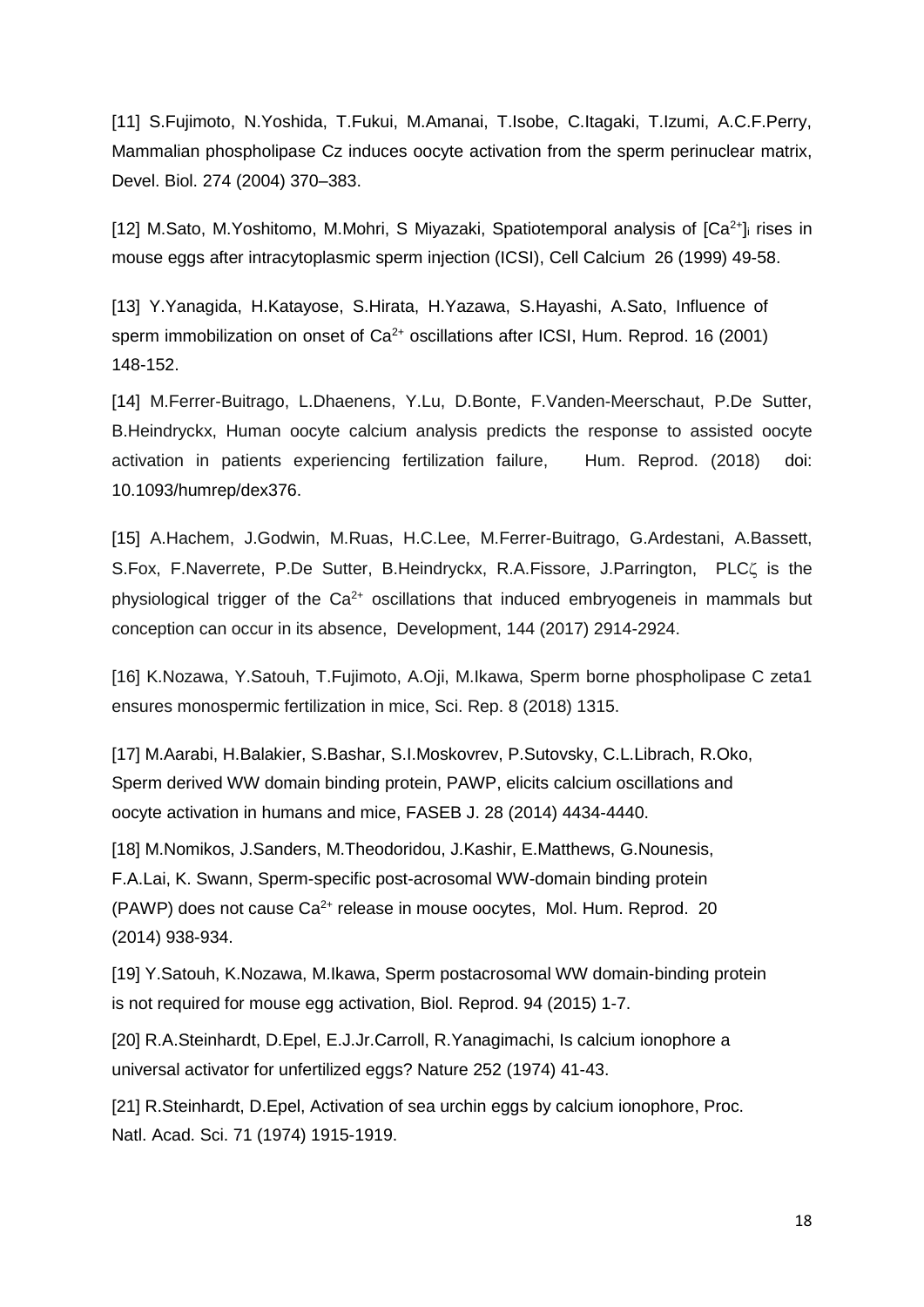[11] S.Fujimoto, N.Yoshida, T.Fukui, M.Amanai, T.Isobe, C.Itagaki, T.Izumi, A.C.F.Perry, Mammalian phospholipase Cz induces oocyte activation from the sperm perinuclear matrix, Devel. Biol. 274 (2004) 370–383.

[12] M.Sato, M.Yoshitomo, M.Mohri, S Miyazaki, Spatiotemporal analysis of $[Ca^{2+}]_i$ rises in mouse eggs after intracytoplasmic sperm injection (ICSI), Cell Calcium 26 (1999) 49-58.

[13] Y.Yanagida, H.Katayose, S.Hirata, H.Yazawa, S.Hayashi, A.Sato, Influence of sperm immobilization on onset of $Ca^{2+}$ oscillations after ICSI, Hum. Reprod. 16 (2001) 148-152.

[14] M.Ferrer-Buitrago, L.Dhaenens, Y.Lu, D.Bonte, F.Vanden-Meerschaut, P.De Sutter, B.Heindryckx, Human oocyte calcium analysis predicts the response to assisted oocyte activation in patients experiencing fertilization failure, Hum. Reprod. (2018) doi: 10.1093/humrep/dex376.

[15] A.Hachem, J.Godwin, M.Ruas, H.C.Lee, M.Ferrer-Buitrago, G.Ardestani, A.Bassett, S.Fox, F.Naverrete, P.De Sutter, B.Heindryckx, R.A.Fissore, J.Parrington, PLC$\zeta$ is the physiological trigger of the $Ca^{2+}$ oscillations that induced embryogeneis in mammals but conception can occur in its absence, Development, 144 (2017) 2914-2924.

[16] K.Nozawa, Y.Satouh, T.Fujimoto, A.Oji, M.Ikawa, Sperm borne phospholipase C zeta1 ensures monospermic fertilization in mice, Sci. Rep. 8 (2018) 1315.

[17] M.Aarabi, H.Balakier, S.Bashar, S.I.Moskovrev, P.Sutovsky, C.L.Librach, R.Oko, Sperm derived WW domain binding protein, PAWP, elicits calcium oscillations and oocyte activation in humans and mice, FASEB J. 28 (2014) 4434-4440.

[18] M.Nomikos, J.Sanders, M.Theodoridou, J.Kashir, E.Matthews, G.Nounesis, F.A.Lai, K. Swann, Sperm-specific post-acrosomal WW-domain binding protein (PAWP) does not cause $Ca^{2+}$ release in mouse oocytes, Mol. Hum. Reprod. 20 (2014) 938-934.

[19] Y.Satouh, K.Nozawa, M.Ikawa, Sperm postacrosomal WW domain-binding protein is not required for mouse egg activation, Biol. Reprod. 94 (2015) 1-7.

[20] R.A.Steinhardt, D.Epel, E.J.Jr.Carroll, R.Yanagimachi, Is calcium ionophore a universal activator for unfertilized eggs? Nature 252 (1974) 41-43.

[21] R.Steinhardt, D.Epel, Activation of sea urchin eggs by calcium ionophore, Proc. Natl. Acad. Sci. 71 (1974) 1915-1919.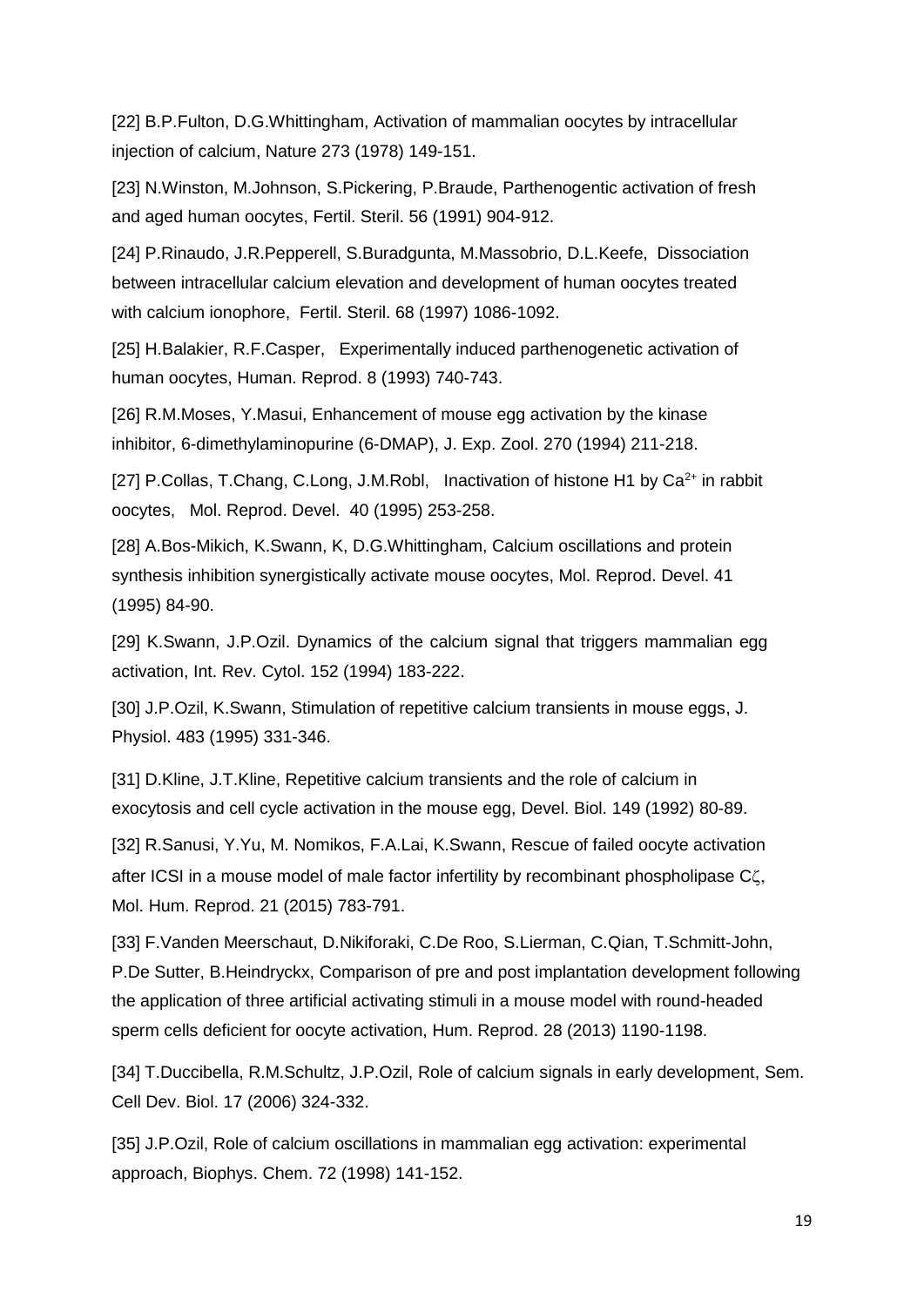[22] B.P.Fulton, D.G.Whittingham, Activation of mammalian oocytes by intracellular injection of calcium, Nature 273 (1978) 149-151.

[23] N.Winston, M.Johnson, S.Pickering, P.Braude, Parthenogentic activation of fresh and aged human oocytes, Fertil. Steril. 56 (1991) 904-912.

[24] P.Rinaudo, J.R.Pepperell, S.Buradgunta, M.Massobrio, D.L.Keefe, Dissociation between intracellular calcium elevation and development of human oocytes treated with calcium ionophore, Fertil. Steril. 68 (1997) 1086-1092.

[25] H.Balakier, R.F.Casper, Experimentally induced parthenogenetic activation of human oocytes, Human. Reprod. 8 (1993) 740-743.

[26] R.M.Moses, Y.Masui, Enhancement of mouse egg activation by the kinase inhibitor, 6-dimethylaminopurine (6-DMAP), J. Exp. Zool. 270 (1994) 211-218.

[27] P.Collas, T.Chang, C.Long, J.M.Robl, Inactivation of histone H1 by $Ca^{2+}$ in rabbit oocytes, Mol. Reprod. Devel. 40 (1995) 253-258.

[28] A.Bos-Mikich, K.Swann, K, D.G.Whittingham, Calcium oscillations and protein synthesis inhibition synergistically activate mouse oocytes, Mol. Reprod. Devel. 41 (1995) 84-90.

[29] K.Swann, J.P.Ozil. Dynamics of the calcium signal that triggers mammalian egg activation, Int. Rev. Cytol. 152 (1994) 183-222.

[30] J.P.Ozil, K.Swann, Stimulation of repetitive calcium transients in mouse eggs, J. Physiol. 483 (1995) 331-346.

[31] D.Kline, J.T.Kline, Repetitive calcium transients and the role of calcium in exocytosis and cell cycle activation in the mouse egg, Devel. Biol. 149 (1992) 80-89.

[32] R.Sanusi, Y.Yu, M. Nomikos, F.A.Lai, K.Swann, Rescue of failed oocyte activation after ICSI in a mouse model of male factor infertility by recombinant phospholipase Cζ, Mol. Hum. Reprod. 21 (2015) 783-791.

[33] F.Vanden Meerschaut, D.Nikiforaki, C.De Roo, S.Lierman, C.Qian, T.Schmitt-John, P.De Sutter, B.Heindryckx, Comparison of pre and post implantation development following the application of three artificial activating stimuli in a mouse model with round-headed sperm cells deficient for oocyte activation, Hum. Reprod. 28 (2013) 1190-1198.

[34] T.Duccibella, R.M.Schultz, J.P.Ozil, Role of calcium signals in early development, Sem. Cell Dev. Biol. 17 (2006) 324-332.

[35] J.P.Ozil, Role of calcium oscillations in mammalian egg activation: experimental approach, Biophys. Chem. 72 (1998) 141-152.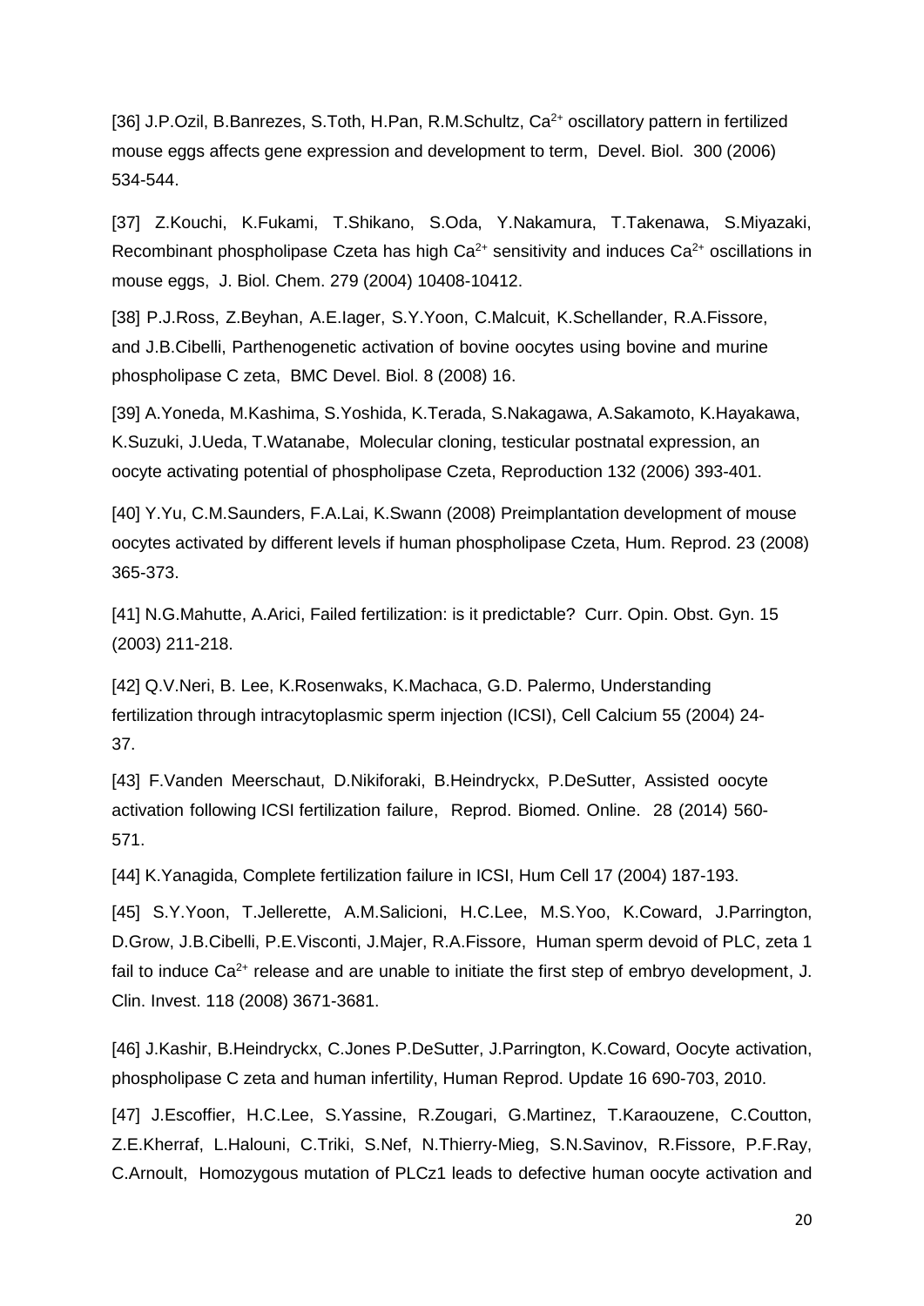[36] J.P.Ozil, B.Banrezes, S.Toth, H.Pan, R.M.Schultz, $Ca^{2+}$ oscillatory pattern in fertilized mouse eggs affects gene expression and development to term, Devel. Biol. 300 (2006) 534-544.

[37] Z.Kouchi, K.Fukami, T.Shikano, S.Oda, Y.Nakamura, T.Takenawa, S.Miyazaki, Recombinant phospholipase Czeta has high $Ca^{2+}$ sensitivity and induces $Ca^{2+}$ oscillations in mouse eggs, J. Biol. Chem. 279 (2004) 10408-10412.

[38] P.J.Ross, Z.Beyhan, A.E.Iager, S.Y.Yoon, C.Malcuit, K.Schellander, R.A.Fissore, and J.B.Cibelli, Parthenogenetic activation of bovine oocytes using bovine and murine phospholipase C zeta, BMC Devel. Biol. 8 (2008) 16.

[39] A.Yoneda, M.Kashima, S.Yoshida, K.Terada, S.Nakagawa, A.Sakamoto, K.Hayakawa, K.Suzuki, J.Ueda, T.Watanabe, Molecular cloning, testicular postnatal expression, an oocyte activating potential of phospholipase Czeta, Reproduction 132 (2006) 393-401.

[40] Y.Yu, C.M.Saunders, F.A.Lai, K.Swann (2008) Preimplantation development of mouse oocytes activated by different levels if human phospholipase Czeta, Hum. Reprod. 23 (2008) 365-373.

[41] N.G.Mahutte, A.Arici, Failed fertilization: is it predictable? Curr. Opin. Obst. Gyn. 15 (2003) 211-218.

[42] Q.V.Neri, B. Lee, K.Rosenwaks, K.Machaca, G.D. Palermo, Understanding fertilization through intracytoplasmic sperm injection (ICSI), Cell Calcium 55 (2004) 24-37.

[43] F.Vanden Meerschaut, D.Nikiforaki, B.Heindryckx, P.DeSutter, Assisted oocyte activation following ICSI fertilization failure, Reprod. Biomed. Online. 28 (2014) 560-571.

[44] K.Yanagida, Complete fertilization failure in ICSI, Hum Cell 17 (2004) 187-193.

[45] S.Y.Yoon, T.Jellerette, A.M.Salicioni, H.C.Lee, M.S.Yoo, K.Coward, J.Parrington, D.Grow, J.B.Cibelli, P.E.Visconti, J.Majer, R.A.Fissore, Human sperm devoid of PLC, zeta 1 fail to induce $Ca^{2+}$ release and are unable to initiate the first step of embryo development, J. Clin. Invest. 118 (2008) 3671-3681.

[46] J.Kashir, B.Heindryckx, C.Jones P.DeSutter, J.Parrington, K.Coward, Oocyte activation, phospholipase C zeta and human infertility, Human Reprod. Update 16 690-703, 2010.

[47] J.Escoffier, H.C.Lee, S.Yassine, R.Zougari, G.Martinez, T.Karaouzene, C.Coutton, Z.E.Kherraf, L.Halouni, C.Triki, S.Nef, N.Thierry-Mieg, S.N.Savinov, R.Fissore, P.F.Ray, C.Arnoult, Homozygous mutation of PLCz1 leads to defective human oocyte activation and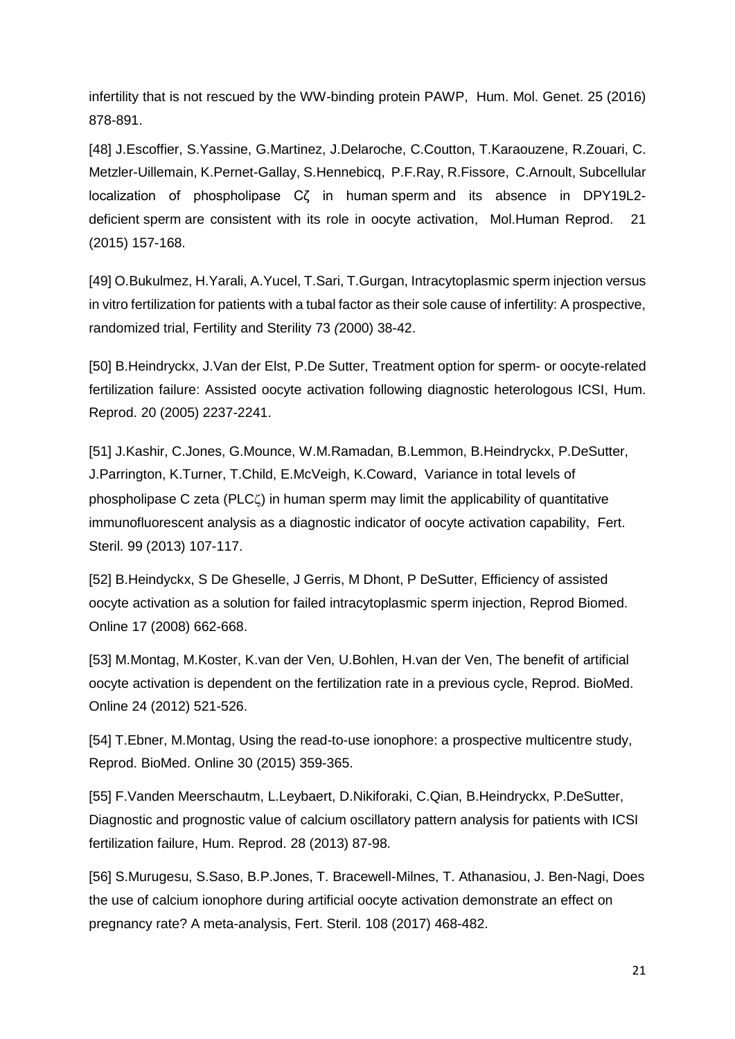infertility that is not rescued by the WW-binding protein PAWP, Hum. Mol. Genet. 25 (2016) 878-891.

[48] J.Escoffier, S.Yassine, G.Martinez, J.Delaroche, C.Coutton, T.Karaouzene, R.Zouari, C. Metzler-Uillemain, K.Pernet-Gallay, S.Hennebicq, P.F.Ray, R.Fissore, C.Arnoult, Subcellular localization of phospholipase Cζ in human sperm and its absence in DPY19L2-deficient sperm are consistent with its role in oocyte activation, Mol.Human Reprod. 21 (2015) 157-168.

[49] O.Bukulmez, H.Yarali, A.Yucel, T.Sari, T.Gurgan, Intracytoplasmic sperm injection versus in vitro fertilization for patients with a tubal factor as their sole cause of infertility: A prospective, randomized trial, Fertility and Sterility 73 (2000) 38-42.

[50] B.Heindryckx, J.Van der Elst, P.De Sutter, Treatment option for sperm- or oocyte-related fertilization failure: Assisted oocyte activation following diagnostic heterologous ICSI, Hum. Reprod. 20 (2005) 2237-2241.

[51] J.Kashir, C.Jones, G.Mounce, W.M.Ramadan, B.Lemmon, B.Heindryckx, P.DeSutter, J.Parrington, K.Turner, T.Child, E.McVeigh, K.Coward, Variance in total levels of phospholipase C zeta (PLCζ) in human sperm may limit the applicability of quantitative immunofluorescent analysis as a diagnostic indicator of oocyte activation capability, Fert. Steril. 99 (2013) 107-117.

[52] B.Heindyckx, S De Gheselle, J Gerris, M Dhont, P DeSutter, Efficiency of assisted oocyte activation as a solution for failed intracytoplasmic sperm injection, Reprod Biomed. Online 17 (2008) 662-668.

[53] M.Montag, M.Koster, K.van der Ven, U.Bohlen, H.van der Ven, The benefit of artificial oocyte activation is dependent on the fertilization rate in a previous cycle, Reprod. BioMed. Online 24 (2012) 521-526.

[54] T.Ebner, M.Montag, Using the read-to-use ionophore: a prospective multicentre study, Reprod. BioMed. Online 30 (2015) 359-365.

[55] F.Vanden Meerschautm, L.Leybaert, D.Nikiforaki, C.Qian, B.Heindryckx, P.DeSutter, Diagnostic and prognostic value of calcium oscillatory pattern analysis for patients with ICSI fertilization failure, Hum. Reprod. 28 (2013) 87-98.

[56] S.Murugesu, S.Saso, B.P.Jones, T. Bracewell-Milnes, T. Athanasiou, J. Ben-Nagi, Does the use of calcium ionophore during artificial oocyte activation demonstrate an effect on pregnancy rate? A meta-analysis, Fert. Steril. 108 (2017) 468-482.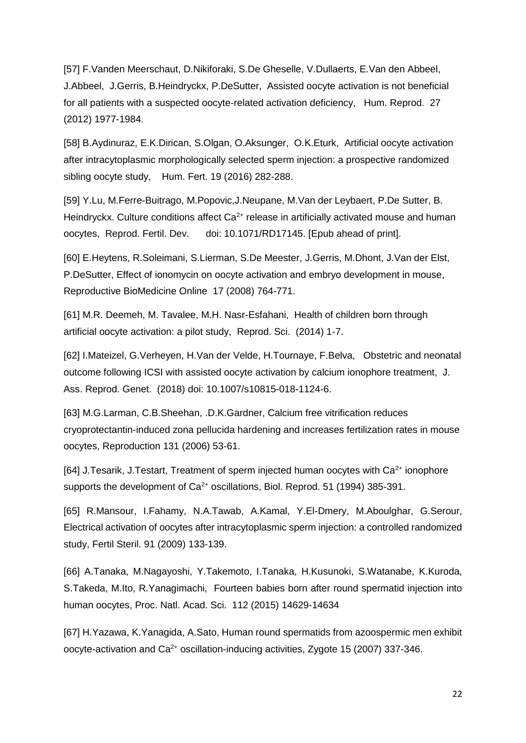[57] F.Vanden Meerschaut, D.Nikiforaki, S.De Gheselle, V.Dullaerts, E.Van den Abbeel, J.Abbeel, J.Gerris, B.Heindryckx, P.DeSutter, Assisted oocyte activation is not beneficial for all patients with a suspected oocyte-related activation deficiency, Hum. Reprod. 27 (2012) 1977-1984.

[58] B.Aydinuraz, E.K.Dirican, S.Olgan, O.Aksunger, O.K.Eturk, Artificial oocyte activation after intracytoplasmic morphologically selected sperm injection: a prospective randomized sibling oocyte study, Hum. Fert. 19 (2016) 282-288.

[59] Y.Lu, M.Ferre-Buitrago, M.Popovic,J.Neupane, M.Van der Leybaert, P.De Sutter, B. Heindryckx. Culture conditions affect $Ca^{2+}$ release in artificially activated mouse and human oocytes, Reprod. Fertil. Dev. doi: 10.1071/RD17145. [Epub ahead of print].

[60] E.Heytens, R.Soleimani, S.Lierman, S.De Meester, J.Gerris, M.Dhont, J.Van der Elst, P.DeSutter, Effect of ionomycin on oocyte activation and embryo development in mouse, Reproductive BioMedicine Online 17 (2008) 764-771.

[61] M.R. Deemeh, M. Tavalee, M.H. Nasr-Esfahani, Health of children born through artificial oocyte activation: a pilot study, Reprod. Sci. (2014) 1-7.

[62] I.Mateizel, G.Verheyen, H.Van der Velde, H.Tournaye, F.Belva, Obstetric and neonatal outcome following ICSI with assisted oocyte activation by calcium ionophore treatment, J. Ass. Reprod. Genet. (2018) doi: 10.1007/s10815-018-1124-6.

[63] M.G.Larman, C.B.Sheehan, .D.K.Gardner, Calcium free vitrification reduces cryoprotectantin-induced zona pellucida hardening and increases fertilization rates in mouse oocytes, Reproduction 131 (2006) 53-61.

[64] J.Tesarik, J.Testart, Treatment of sperm injected human oocytes with $Ca^{2+}$ ionophore supports the development of $Ca^{2+}$ oscillations, Biol. Reprod. 51 (1994) 385-391.

[65] R.Mansour, I.Fahamy, N.A.Tawab, A.Kamal, Y.El-Dmery, M.Aboulghar, G.Serour, Electrical activation of oocytes after intracytoplasmic sperm injection: a controlled randomized study, Fertil Steril. 91 (2009) 133-139.

[66] A.Tanaka, M.Nagayoshi, Y.Takemoto, I.Tanaka, H.Kusunoki, S.Watanabe, K.Kuroda, S.Takeda, M.Ito, R.Yanagimachi, Fourteen babies born after round spermatid injection into human oocytes, Proc. Natl. Acad. Sci. 112 (2015) 14629-14634

[67] H.Yazawa, K.Yanagida, A.Sato, Human round spermatids from azoospermic men exhibit oocyte-activation and $Ca^{2+}$ oscillation-inducing activities, Zygote 15 (2007) 337-346.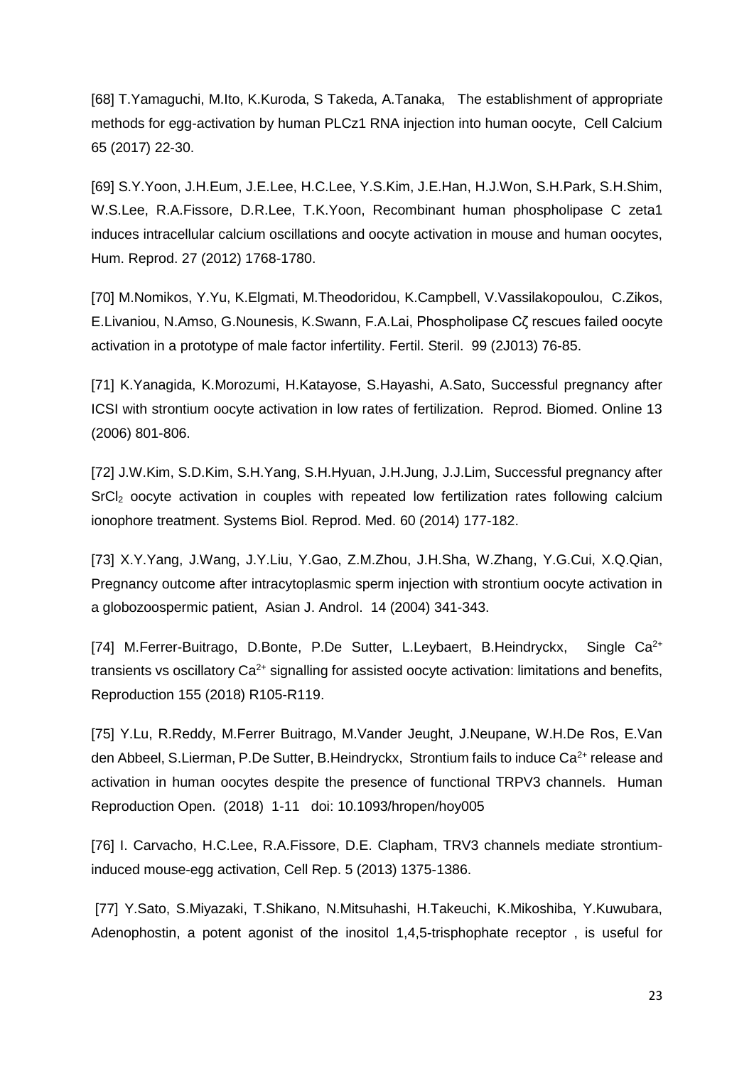[68] T.Yamaguchi, M.Ito, K.Kuroda, S Takeda, A.Tanaka, The establishment of appropriate methods for egg-activation by human PLCz1 RNA injection into human oocyte, Cell Calcium 65 (2017) 22-30.

[69] S.Y.Yoon, J.H.Eum, J.E.Lee, H.C.Lee, Y.S.Kim, J.E.Han, H.J.Won, S.H.Park, S.H.Shim, W.S.Lee, R.A.Fissore, D.R.Lee, T.K.Yoon, Recombinant human phospholipase C zeta1 induces intracellular calcium oscillations and oocyte activation in mouse and human oocytes, Hum. Reprod. 27 (2012) 1768-1780.

[70] M.Nomikos, Y.Yu, K.Elgmati, M.Theodoridou, K.Campbell, V.Vassilakopoulou, C.Zikos, E.Livaniou, N.Amso, G.Nounesis, K.Swann, F.A.Lai, Phospholipase Cζ rescues failed oocyte activation in a prototype of male factor infertility. Fertil. Steril. 99 (2J013) 76-85.

[71] K.Yanagida, K.Morozumi, H.Katayose, S.Hayashi, A.Sato, Successful pregnancy after ICSI with strontium oocyte activation in low rates of fertilization. Reprod. Biomed. Online 13 (2006) 801-806.

[72] J.W.Kim, S.D.Kim, S.H.Yang, S.H.Hyuan, J.H.Jung, J.J.Lim, Successful pregnancy after $SrCl_2$ oocyte activation in couples with repeated low fertilization rates following calcium ionophore treatment. Systems Biol. Reprod. Med. 60 (2014) 177-182.

[73] X.Y.Yang, J.Wang, J.Y.Liu, Y.Gao, Z.M.Zhou, J.H.Sha, W.Zhang, Y.G.Cui, X.Q.Qian, Pregnancy outcome after intracytoplasmic sperm injection with strontium oocyte activation in a globozoospermic patient, Asian J. Androl. 14 (2004) 341-343.

[74] M.Ferrer-Buitrago, D.Bonte, P.De Sutter, L.Leybaert, B.Heindryckx, Single $Ca^{2+}$ transients vs oscillatory $Ca^{2+}$ signalling for assisted oocyte activation: limitations and benefits, Reproduction 155 (2018) R105-R119.

[75] Y.Lu, R.Reddy, M.Ferrer Buitrago, M.Vander Jeught, J.Neupane, W.H.De Ros, E.Van den Abbeel, S.Lierman, P.De Sutter, B.Heindryckx, Strontium fails to induce $Ca^{2+}$ release and activation in human oocytes despite the presence of functional TRPV3 channels. Human Reproduction Open. (2018) 1-11 doi: 10.1093/hropen/hoy005

[76] I. Carvacho, H.C.Lee, R.A.Fissore, D.E. Clapham, TRV3 channels mediate strontium-induced mouse-egg activation, Cell Rep. 5 (2013) 1375-1386.

[77] Y.Sato, S.Miyazaki, T.Shikano, N.Mitsuhashi, H.Takeuchi, K.Mikoshiba, Y.Kuwubara, Adenophostin, a potent agonist of the inositol 1,4,5-trisphophate receptor , is useful for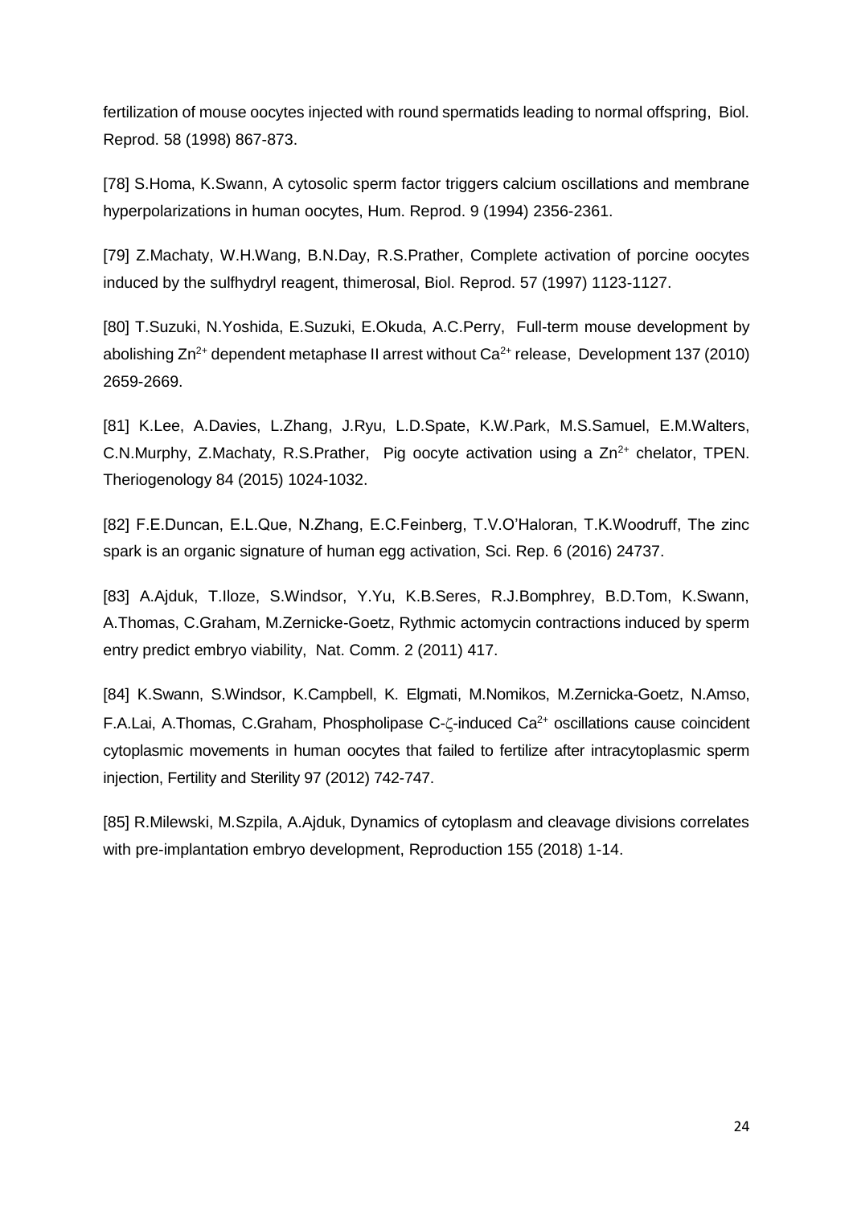fertilization of mouse oocytes injected with round spermatids leading to normal offspring, Biol. Reprod. 58 (1998) 867-873.

[78] S.Homa, K.Swann, A cytosolic sperm factor triggers calcium oscillations and membrane hyperpolarizations in human oocytes, Hum. Reprod. 9 (1994) 2356-2361.

[79] Z.Machaty, W.H.Wang, B.N.Day, R.S.Prather, Complete activation of porcine oocytes induced by the sulfhydryl reagent, thimerosal, Biol. Reprod. 57 (1997) 1123-1127.

[80] T.Suzuki, N.Yoshida, E.Suzuki, E.Okuda, A.C.Perry, Full-term mouse development by abolishing $Zn^{2+}$ dependent metaphase II arrest without $Ca^{2+}$ release, Development 137 (2010) 2659-2669.

[81] K.Lee, A.Davies, L.Zhang, J.Ryu, L.D.Spate, K.W.Park, M.S.Samuel, E.M.Walters, C.N.Murphy, Z.Machaty, R.S.Prather, Pig oocyte activation using a $Zn^{2+}$ chelator, TPEN. Theriogenology 84 (2015) 1024-1032.

[82] F.E.Duncan, E.L.Que, N.Zhang, E.C.Feinberg, T.V.O'Haloran, T.K.Woodruff, The zinc spark is an organic signature of human egg activation, Sci. Rep. 6 (2016) 24737.

[83] A.Ajduk, T.Iloze, S.Windsor, Y.Yu, K.B.Seres, R.J.Bomphrey, B.D.Tom, K.Swann, A.Thomas, C.Graham, M.Zernicke-Goetz, Rythmic actomycin contractions induced by sperm entry predict embryo viability, Nat. Comm. 2 (2011) 417.

[84] K.Swann, S.Windsor, K.Campbell, K. Elgmati, M.Nomikos, M.Zernicka-Goetz, N.Amso, F.A.Lai, A.Thomas, C.Graham, Phospholipase C-$\zeta$-induced $Ca^{2+}$ oscillations cause coincident cytoplasmic movements in human oocytes that failed to fertilize after intracytoplasmic sperm injection, Fertility and Sterility 97 (2012) 742-747.

[85] R.Milewski, M.Szpila, A.Ajduk, Dynamics of cytoplasm and cleavage divisions correlates with pre-implantation embryo development, Reproduction 155 (2018) 1-14.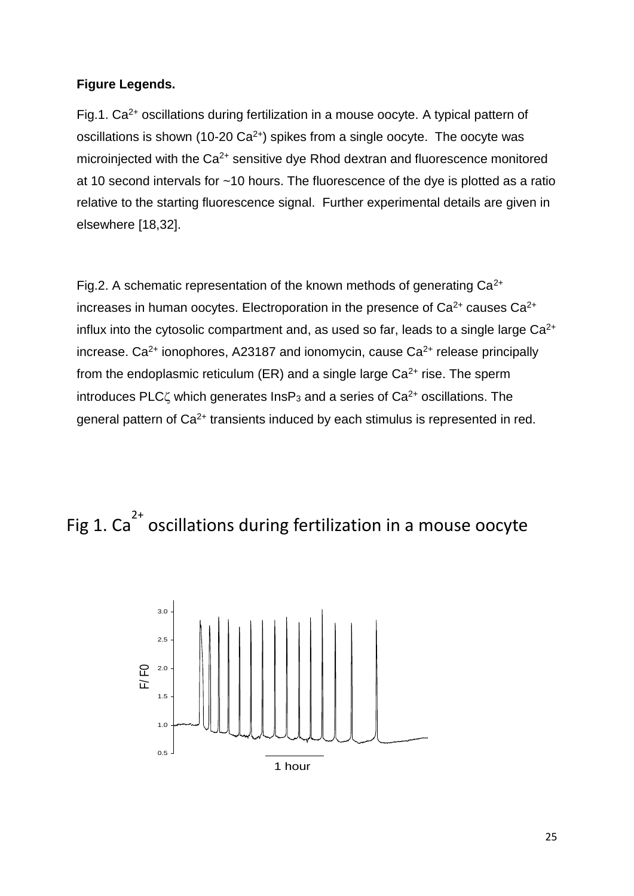**Figure Legends.**

Fig.1. $Ca^{2+}$ oscillations during fertilization in a mouse oocyte. A typical pattern of oscillations is shown (10-20 $Ca^{2+}$) spikes from a single oocyte. The oocyte was microinjected with the $Ca^{2+}$ sensitive dye Rhod dextran and fluorescence monitored at 10 second intervals for ~10 hours. The fluorescence of the dye is plotted as a ratio relative to the starting fluorescence signal. Further experimental details are given in elsewhere [18,32].

Fig.2. A schematic representation of the known methods of generating $Ca^{2+}$ increases in human oocytes. Electroporation in the presence of $Ca^{2+}$ causes $Ca^{2+}$ influx into the cytosolic compartment and, as used so far, leads to a single large $Ca^{2+}$ increase. $Ca^{2+}$ ionophores, A23187 and ionomycin, cause $Ca^{2+}$ release principally from the endoplasmic reticulum (ER) and a single large $Ca^{2+}$ rise. The sperm introduces PLC$\zeta$ which generates $InsP_3$ and a series of $Ca^{2+}$ oscillations. The general pattern of $Ca^{2+}$ transients induced by each stimulus is represented in red.

# Fig 1. $Ca^{2+}$ oscillations during fertilization in a mouse oocyte

F/ F0

3.0
2.5
2.0
1.5
1.0
0.5

1 hour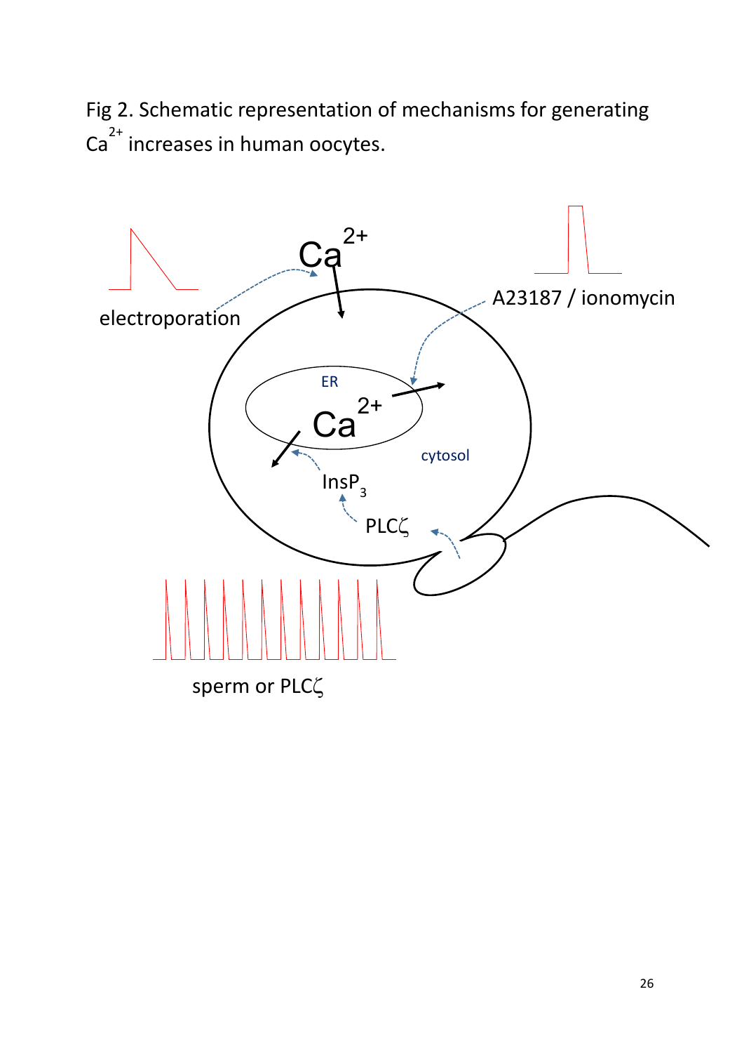Fig 2. Schematic representation of mechanisms for generating $Ca^{2+}$ increases in human oocytes.

$Ca^{2+}$

electroporation

A23187 / ionomycin

ER

$Ca^{2+}$

cytosol

$InsP_3$

PLCζ

sperm or PLCζ